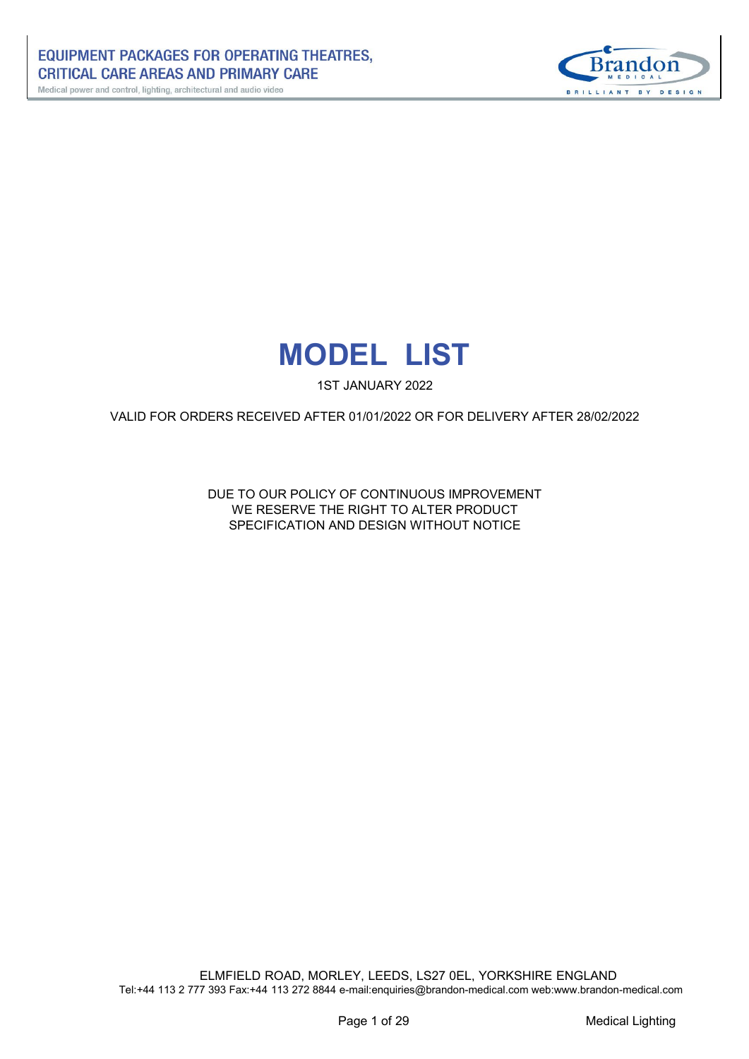# MODEL LIST

1ST JANUARY 2022

VALID FOR ORDERS RECEIVED AFTER 01/01/2022 OR FOR DELIVERY AFTER 28/02/2022

DUE TO OUR POLICY OF CONTINUOUS IMPROVEMENT
WE RESERVE THE RIGHT TO ALTER PRODUCT
SPECIFICATION AND DESIGN WITHOUT NOTICE

ELMFIELD ROAD, MORLEY, LEEDS, LS27 0EL, YORKSHIRE ENGLAND
Tel:+44 113 2 777 393 Fax:+44 113 272 8844 e-mail:enquiries@brandon-medical.com web:www.brandon-medical.com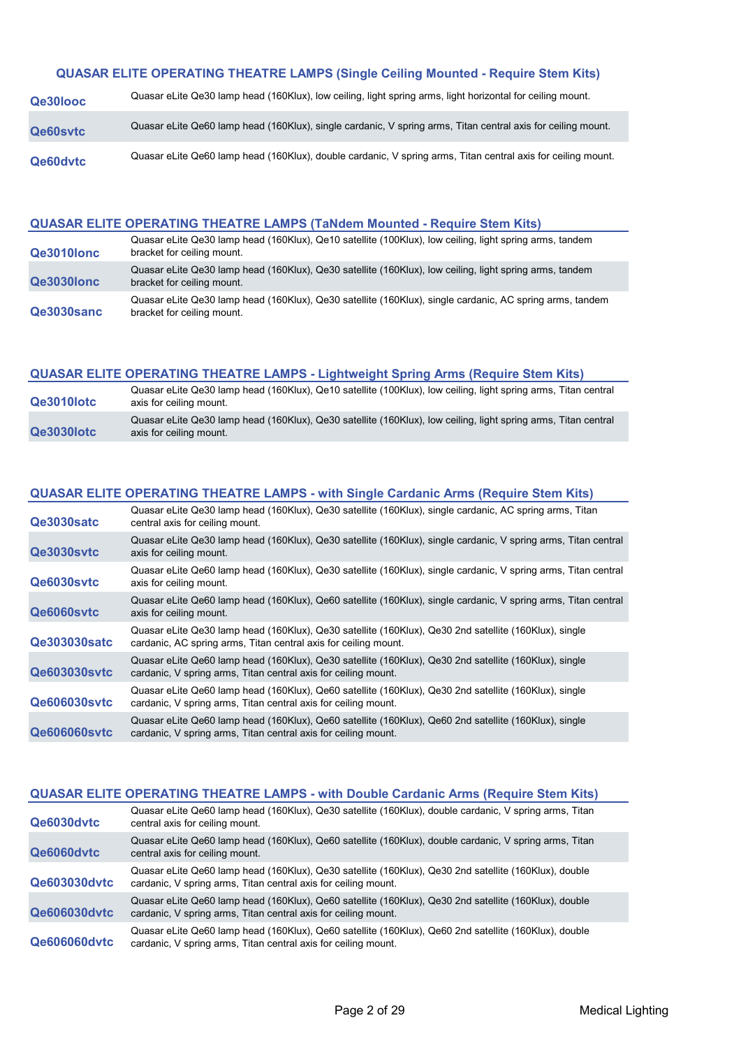## QUASAR ELITE OPERATING THEATRE LAMPS (Single Ceiling Mounted - Require Stem Kits)

| Code | Description |
|---|---|
| **Qe30looc** | Quasar eLite Qe30 lamp head (160Klux), low ceiling, light spring arms, light horizontal for ceiling mount. |
| **Qe60svtc** | Quasar eLite Qe60 lamp head (160Klux), single cardanic, V spring arms, Titan central axis for ceiling mount. |
| **Qe60dvtc** | Quasar eLite Qe60 lamp head (160Klux), double cardanic, V spring arms, Titan central axis for ceiling mount. |

## QUASAR ELITE OPERATING THEATRE LAMPS (TaNdem Mounted - Require Stem Kits)

| Code | Description |
|---|---|
| **Qe3010lonc** | Quasar eLite Qe30 lamp head (160Klux), Qe10 satellite (100Klux), low ceiling, light spring arms, tandem bracket for ceiling mount. |
| **Qe3030lonc** | Quasar eLite Qe30 lamp head (160Klux), Qe30 satellite (160Klux), low ceiling, light spring arms, tandem bracket for ceiling mount. |
| **Qe3030sanc** | Quasar eLite Qe30 lamp head (160Klux), Qe30 satellite (160Klux), single cardanic, AC spring arms, tandem bracket for ceiling mount. |

## QUASAR ELITE OPERATING THEATRE LAMPS - Lightweight Spring Arms (Require Stem Kits)

| Code | Description |
|---|---|
| **Qe3010lotc** | Quasar eLite Qe30 lamp head (160Klux), Qe10 satellite (100Klux), low ceiling, light spring arms, Titan central axis for ceiling mount. |
| **Qe3030lotc** | Quasar eLite Qe30 lamp head (160Klux), Qe30 satellite (160Klux), low ceiling, light spring arms, Titan central axis for ceiling mount. |

## QUASAR ELITE OPERATING THEATRE LAMPS - with Single Cardanic Arms (Require Stem Kits)

| Code | Description |
|---|---|
| **Qe3030satc** | Quasar eLite Qe30 lamp head (160Klux), Qe30 satellite (160Klux), single cardanic, AC spring arms, Titan central axis for ceiling mount. |
| **Qe3030svtc** | Quasar eLite Qe30 lamp head (160Klux), Qe30 satellite (160Klux), single cardanic, V spring arms, Titan central axis for ceiling mount. |
| **Qe6030svtc** | Quasar eLite Qe60 lamp head (160Klux), Qe30 satellite (160Klux), single cardanic, V spring arms, Titan central axis for ceiling mount. |
| **Qe6060svtc** | Quasar eLite Qe60 lamp head (160Klux), Qe60 satellite (160Klux), single cardanic, V spring arms, Titan central axis for ceiling mount. |
| **Qe303030satc** | Quasar eLite Qe30 lamp head (160Klux), Qe30 satellite (160Klux), Qe30 2nd satellite (160Klux), single cardanic, AC spring arms, Titan central axis for ceiling mount. |
| **Qe603030svtc** | Quasar eLite Qe60 lamp head (160Klux), Qe30 satellite (160Klux), Qe30 2nd satellite (160Klux), single cardanic, V spring arms, Titan central axis for ceiling mount. |
| **Qe606030svtc** | Quasar eLite Qe60 lamp head (160Klux), Qe60 satellite (160Klux), Qe30 2nd satellite (160Klux), single cardanic, V spring arms, Titan central axis for ceiling mount. |
| **Qe606060svtc** | Quasar eLite Qe60 lamp head (160Klux), Qe60 satellite (160Klux), Qe60 2nd satellite (160Klux), single cardanic, V spring arms, Titan central axis for ceiling mount. |

## QUASAR ELITE OPERATING THEATRE LAMPS - with Double Cardanic Arms (Require Stem Kits)

| Code | Description |
|---|---|
| **Qe6030dvtc** | Quasar eLite Qe60 lamp head (160Klux), Qe30 satellite (160Klux), double cardanic, V spring arms, Titan central axis for ceiling mount. |
| **Qe6060dvtc** | Quasar eLite Qe60 lamp head (160Klux), Qe60 satellite (160Klux), double cardanic, V spring arms, Titan central axis for ceiling mount. |
| **Qe603030dvtc** | Quasar eLite Qe60 lamp head (160Klux), Qe30 satellite (160Klux), Qe30 2nd satellite (160Klux), double cardanic, V spring arms, Titan central axis for ceiling mount. |
| **Qe606030dvtc** | Quasar eLite Qe60 lamp head (160Klux), Qe60 satellite (160Klux), Qe30 2nd satellite (160Klux), double cardanic, V spring arms, Titan central axis for ceiling mount. |
| **Qe606060dvtc** | Quasar eLite Qe60 lamp head (160Klux), Qe60 satellite (160Klux), Qe60 2nd satellite (160Klux), double cardanic, V spring arms, Titan central axis for ceiling mount. |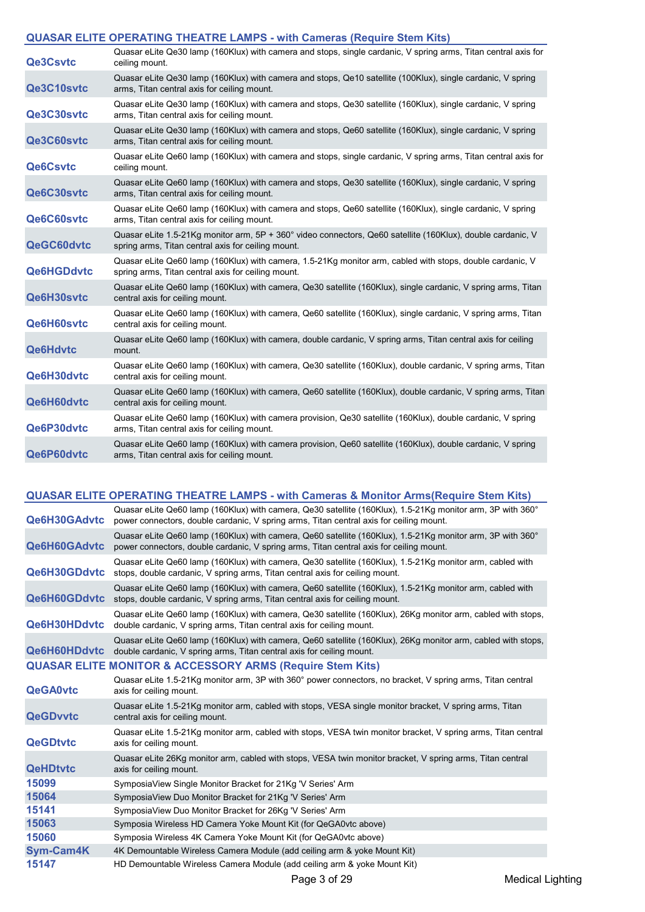## QUASAR ELITE OPERATING THEATRE LAMPS - with Cameras (Require Stem Kits)

| Code | Description |
|---|---|
| Qe3Csvtc | Quasar eLite Qe30 lamp (160Klux) with camera and stops, single cardanic, V spring arms, Titan central axis for ceiling mount. |
| Qe3C10svtc | Quasar eLite Qe30 lamp (160Klux) with camera and stops, Qe10 satellite (100Klux), single cardanic, V spring arms, Titan central axis for ceiling mount. |
| Qe3C30svtc | Quasar eLite Qe30 lamp (160Klux) with camera and stops, Qe30 satellite (160Klux), single cardanic, V spring arms, Titan central axis for ceiling mount. |
| Qe3C60svtc | Quasar eLite Qe30 lamp (160Klux) with camera and stops, Qe60 satellite (160Klux), single cardanic, V spring arms, Titan central axis for ceiling mount. |
| Qe6Csvtc | Quasar eLite Qe60 lamp (160Klux) with camera and stops, single cardanic, V spring arms, Titan central axis for ceiling mount. |
| Qe6C30svtc | Quasar eLite Qe60 lamp (160Klux) with camera and stops, Qe30 satellite (160Klux), single cardanic, V spring arms, Titan central axis for ceiling mount. |
| Qe6C60svtc | Quasar eLite Qe60 lamp (160Klux) with camera and stops, Qe60 satellite (160Klux), single cardanic, V spring arms, Titan central axis for ceiling mount. |
| QeGC60dvtc | Quasar eLite 1.5-21Kg monitor arm, 5P + 360° video connectors, Qe60 satellite (160Klux), double cardanic, V spring arms, Titan central axis for ceiling mount. |
| Qe6HGDdvtc | Quasar eLite Qe60 lamp (160Klux) with camera, 1.5-21Kg monitor arm, cabled with stops, double cardanic, V spring arms, Titan central axis for ceiling mount. |
| Qe6H30svtc | Quasar eLite Qe60 lamp (160Klux) with camera, Qe30 satellite (160Klux), single cardanic, V spring arms, Titan central axis for ceiling mount. |
| Qe6H60svtc | Quasar eLite Qe60 lamp (160Klux) with camera, Qe60 satellite (160Klux), single cardanic, V spring arms, Titan central axis for ceiling mount. |
| Qe6Hdvtc | Quasar eLite Qe60 lamp (160Klux) with camera, double cardanic, V spring arms, Titan central axis for ceiling mount. |
| Qe6H30dvtc | Quasar eLite Qe60 lamp (160Klux) with camera, Qe30 satellite (160Klux), double cardanic, V spring arms, Titan central axis for ceiling mount. |
| Qe6H60dvtc | Quasar eLite Qe60 lamp (160Klux) with camera, Qe60 satellite (160Klux), double cardanic, V spring arms, Titan central axis for ceiling mount. |
| Qe6P30dvtc | Quasar eLite Qe60 lamp (160Klux) with camera provision, Qe30 satellite (160Klux), double cardanic, V spring arms, Titan central axis for ceiling mount. |
| Qe6P60dvtc | Quasar eLite Qe60 lamp (160Klux) with camera provision, Qe60 satellite (160Klux), double cardanic, V spring arms, Titan central axis for ceiling mount. |

## QUASAR ELITE OPERATING THEATRE LAMPS - with Cameras & Monitor Arms(Require Stem Kits)

| Code | Description |
|---|---|
| Qe6H30GAdvtc | Quasar eLite Qe60 lamp (160Klux) with camera, Qe30 satellite (160Klux), 1.5-21Kg monitor arm, 3P with 360° power connectors, double cardanic, V spring arms, Titan central axis for ceiling mount. |
| Qe6H60GAdvtc | Quasar eLite Qe60 lamp (160Klux) with camera, Qe60 satellite (160Klux), 1.5-21Kg monitor arm, 3P with 360° power connectors, double cardanic, V spring arms, Titan central axis for ceiling mount. |
| Qe6H30GDdvtc | Quasar eLite Qe60 lamp (160Klux) with camera, Qe30 satellite (160Klux), 1.5-21Kg monitor arm, cabled with stops, double cardanic, V spring arms, Titan central axis for ceiling mount. |
| Qe6H60GDdvtc | Quasar eLite Qe60 lamp (160Klux) with camera, Qe60 satellite (160Klux), 1.5-21Kg monitor arm, cabled with stops, double cardanic, V spring arms, Titan central axis for ceiling mount. |
| Qe6H30HDdvtc | Quasar eLite Qe60 lamp (160Klux) with camera, Qe30 satellite (160Klux), 26Kg monitor arm, cabled with stops, double cardanic, V spring arms, Titan central axis for ceiling mount. |
| Qe6H60HDdvtc | Quasar eLite Qe60 lamp (160Klux) with camera, Qe60 satellite (160Klux), 26Kg monitor arm, cabled with stops, double cardanic, V spring arms, Titan central axis for ceiling mount. |

## QUASAR ELITE MONITOR & ACCESSORY ARMS (Require Stem Kits)

| Code | Description |
|---|---|
| QeGA0vtc | Quasar eLite 1.5-21Kg monitor arm, 3P with 360° power connectors, no bracket, V spring arms, Titan central axis for ceiling mount. |
| QeGDvvtc | Quasar eLite 1.5-21Kg monitor arm, cabled with stops, VESA single monitor bracket, V spring arms, Titan central axis for ceiling mount. |
| QeGDtvtc | Quasar eLite 1.5-21Kg monitor arm, cabled with stops, VESA twin monitor bracket, V spring arms, Titan central axis for ceiling mount. |
| QeHDtvtc | Quasar eLite 26Kg monitor arm, cabled with stops, VESA twin monitor bracket, V spring arms, Titan central axis for ceiling mount. |
| 15099 | SymposiaView Single Monitor Bracket for 21Kg 'V Series' Arm |
| 15064 | SymposiaView Duo Monitor Bracket for 21Kg 'V Series' Arm |
| 15141 | SymposiaView Duo Monitor Bracket for 26Kg 'V Series' Arm |
| 15063 | Symposia Wireless HD Camera Yoke Mount Kit (for QeGA0vtc above) |
| 15060 | Symposia Wireless 4K Camera Yoke Mount Kit (for QeGA0vtc above) |
| Sym-Cam4K | 4K Demountable Wireless Camera Module (add ceiling arm & yoke Mount Kit) |
| 15147 | HD Demountable Wireless Camera Module (add ceiling arm & yoke Mount Kit) |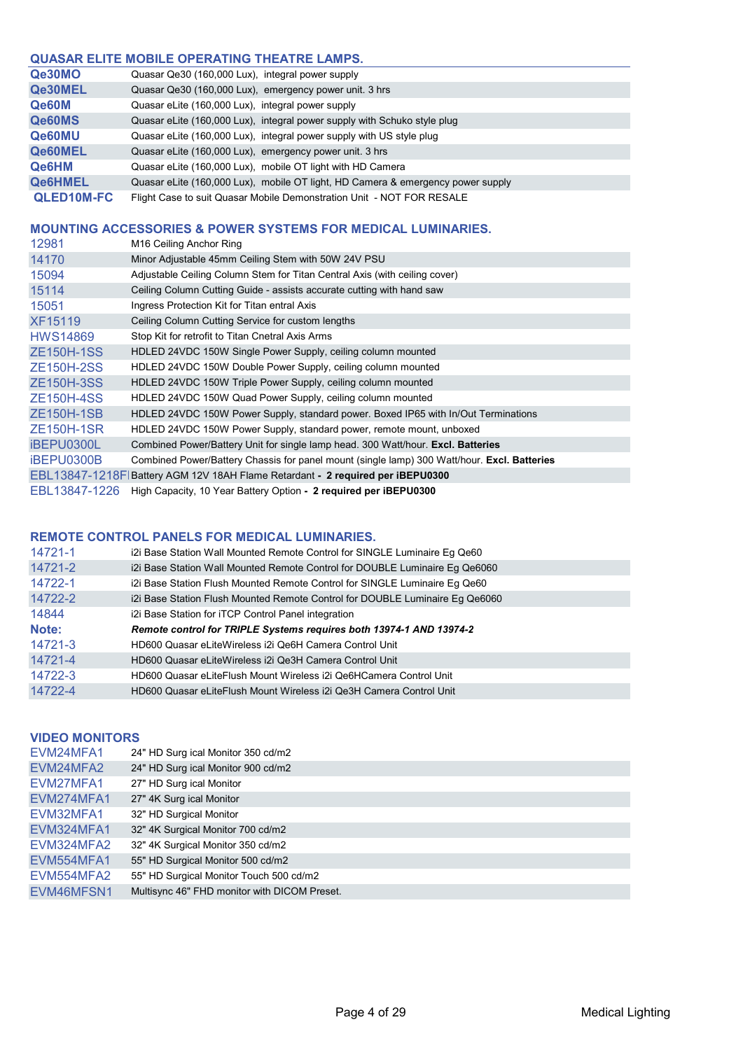## QUASAR ELITE MOBILE OPERATING THEATRE LAMPS.

| | |
|---|---|
| **Qe30MO** | Quasar Qe30 (160,000 Lux), integral power supply |
| **Qe30MEL** | Quasar Qe30 (160,000 Lux), emergency power unit. 3 hrs |
| **Qe60M** | Quasar eLite (160,000 Lux), integral power supply |
| **Qe60MS** | Quasar eLite (160,000 Lux), integral power supply with Schuko style plug |
| **Qe60MU** | Quasar eLite (160,000 Lux), integral power supply with US style plug |
| **Qe60MEL** | Quasar eLite (160,000 Lux), emergency power unit. 3 hrs |
| **Qe6HM** | Quasar eLite (160,000 Lux), mobile OT light with HD Camera |
| **Qe6HMEL** | Quasar eLite (160,000 Lux), mobile OT light, HD Camera & emergency power supply |
| **QLED10M-FC** | Flight Case to suit Quasar Mobile Demonstration Unit - NOT FOR RESALE |

## MOUNTING ACCESSORIES & POWER SYSTEMS FOR MEDICAL LUMINARIES.

| | |
|---|---|
| 12981 | M16 Ceiling Anchor Ring |
| 14170 | Minor Adjustable 45mm Ceiling Stem with 50W 24V PSU |
| 15094 | Adjustable Ceiling Column Stem for Titan Central Axis (with ceiling cover) |
| 15114 | Ceiling Column Cutting Guide - assists accurate cutting with hand saw |
| 15051 | Ingress Protection Kit for Titan entral Axis |
| XF15119 | Ceiling Column Cutting Service for custom lengths |
| HWS14869 | Stop Kit for retrofit to Titan Cnetral Axis Arms |
| ZE150H-1SS | HDLED 24VDC 150W Single Power Supply, ceiling column mounted |
| ZE150H-2SS | HDLED 24VDC 150W Double Power Supply, ceiling column mounted |
| ZE150H-3SS | HDLED 24VDC 150W Triple Power Supply, ceiling column mounted |
| ZE150H-4SS | HDLED 24VDC 150W Quad Power Supply, ceiling column mounted |
| ZE150H-1SB | HDLED 24VDC 150W Power Supply, standard power. Boxed IP65 with In/Out Terminations |
| ZE150H-1SR | HDLED 24VDC 150W Power Supply, standard power, remote mount, unboxed |
| iBEPU0300L | Combined Power/Battery Unit for single lamp head. 300 Watt/hour. **Excl. Batteries** |
| iBEPU0300B | Combined Power/Battery Chassis for panel mount (single lamp) 300 Watt/hour. **Excl. Batteries** |
| EBL13847-1218FI | Battery AGM 12V 18AH Flame Retardant **- 2 required per iBEPU0300** |
| EBL13847-1226 | High Capacity, 10 Year Battery Option **- 2 required per iBEPU0300** |

## REMOTE CONTROL PANELS FOR MEDICAL LUMINARIES.

| | |
|---|---|
| 14721-1 | i2i Base Station Wall Mounted Remote Control for SINGLE Luminaire Eg Qe60 |
| 14721-2 | i2i Base Station Wall Mounted Remote Control for DOUBLE Luminaire Eg Qe6060 |
| 14722-1 | i2i Base Station Flush Mounted Remote Control for SINGLE Luminaire Eg Qe60 |
| 14722-2 | i2i Base Station Flush Mounted Remote Control for DOUBLE Luminaire Eg Qe6060 |
| 14844 | i2i Base Station for iTCP Control Panel integration |
| **Note:** | ***Remote control for TRIPLE Systems requires both 13974-1 AND 13974-2*** |
| 14721-3 | HD600 Quasar eLiteWireless i2i Qe6H Camera Control Unit |
| 14721-4 | HD600 Quasar eLiteWireless i2i Qe3H Camera Control Unit |
| 14722-3 | HD600 Quasar eLiteFlush Mount Wireless i2i Qe6HCamera Control Unit |
| 14722-4 | HD600 Quasar eLiteFlush Mount Wireless i2i Qe3H Camera Control Unit |

## VIDEO MONITORS

| | |
|---|---|
| EVM24MFA1 | 24" HD Surg ical Monitor 350 cd/m2 |
| EVM24MFA2 | 24" HD Surg ical Monitor 900 cd/m2 |
| EVM27MFA1 | 27" HD Surg ical Monitor |
| EVM274MFA1 | 27" 4K Surg ical Monitor |
| EVM32MFA1 | 32" HD Surgical Monitor |
| EVM324MFA1 | 32" 4K Surgical Monitor 700 cd/m2 |
| EVM324MFA2 | 32" 4K Surgical Monitor 350 cd/m2 |
| EVM554MFA1 | 55" HD Surgical Monitor 500 cd/m2 |
| EVM554MFA2 | 55" HD Surgical Monitor Touch 500 cd/m2 |
| EVM46MFSN1 | Multisync 46" FHD monitor with DICOM Preset. |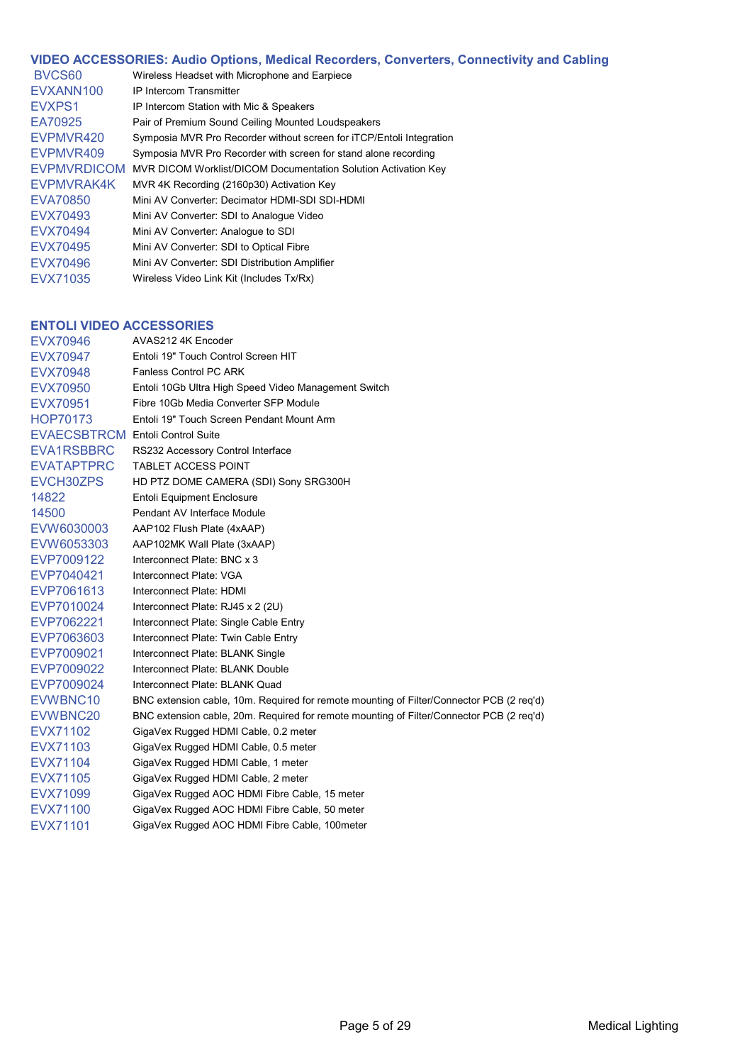## VIDEO ACCESSORIES: Audio Options, Medical Recorders, Converters, Connectivity and Cabling

| | |
|---|---|
| BVCS60 | Wireless Headset with Microphone and Earpiece |
| EVXANN100 | IP Intercom Transmitter |
| EVXPS1 | IP Intercom Station with Mic & Speakers |
| EA70925 | Pair of Premium Sound Ceiling Mounted Loudspeakers |
| EVPMVR420 | Symposia MVR Pro Recorder without screen for iTCP/Entoli Integration |
| EVPMVR409 | Symposia MVR Pro Recorder with screen for stand alone recording |
| EVPMVRDICOM | MVR DICOM Worklist/DICOM Documentation Solution Activation Key |
| EVPMVRAK4K | MVR 4K Recording (2160p30) Activation Key |
| EVA70850 | Mini AV Converter: Decimator HDMI-SDI SDI-HDMI |
| EVX70493 | Mini AV Converter: SDI to Analogue Video |
| EVX70494 | Mini AV Converter: Analogue to SDI |
| EVX70495 | Mini AV Converter: SDI to Optical Fibre |
| EVX70496 | Mini AV Converter: SDI Distribution Amplifier |
| EVX71035 | Wireless Video Link Kit (Includes Tx/Rx) |

## ENTOLI VIDEO ACCESSORIES

| | |
|---|---|
| EVX70946 | AVAS212 4K Encoder |
| EVX70947 | Entoli 19" Touch Control Screen HIT |
| EVX70948 | Fanless Control PC ARK |
| EVX70950 | Entoli 10Gb Ultra High Speed Video Management Switch |
| EVX70951 | Fibre 10Gb Media Converter SFP Module |
| HOP70173 | Entoli 19" Touch Screen Pendant Mount Arm |
| EVAECSBTRCM | Entoli Control Suite |
| EVA1RSBBRC | RS232 Accessory Control Interface |
| EVATAPTPRC | TABLET ACCESS POINT |
| EVCH30ZPS | HD PTZ DOME CAMERA (SDI) Sony SRG300H |
| 14822 | Entoli Equipment Enclosure |
| 14500 | Pendant AV Interface Module |
| EVW6030003 | AAP102 Flush Plate (4xAAP) |
| EVW6053303 | AAP102MK Wall Plate (3xAAP) |
| EVP7009122 | Interconnect Plate: BNC x 3 |
| EVP7040421 | Interconnect Plate: VGA |
| EVP7061613 | Interconnect Plate: HDMI |
| EVP7010024 | Interconnect Plate: RJ45 x 2 (2U) |
| EVP7062221 | Interconnect Plate: Single Cable Entry |
| EVP7063603 | Interconnect Plate: Twin Cable Entry |
| EVP7009021 | Interconnect Plate: BLANK Single |
| EVP7009022 | Interconnect Plate: BLANK Double |
| EVP7009024 | Interconnect Plate: BLANK Quad |
| EVWBNC10 | BNC extension cable, 10m. Required for remote mounting of Filter/Connector PCB (2 req'd) |
| EVWBNC20 | BNC extension cable, 20m. Required for remote mounting of Filter/Connector PCB (2 req'd) |
| EVX71102 | GigaVex Rugged HDMI Cable, 0.2 meter |
| EVX71103 | GigaVex Rugged HDMI Cable, 0.5 meter |
| EVX71104 | GigaVex Rugged HDMI Cable, 1 meter |
| EVX71105 | GigaVex Rugged HDMI Cable, 2 meter |
| EVX71099 | GigaVex Rugged AOC HDMI Fibre Cable, 15 meter |
| EVX71100 | GigaVex Rugged AOC HDMI Fibre Cable, 50 meter |
| EVX71101 | GigaVex Rugged AOC HDMI Fibre Cable, 100meter |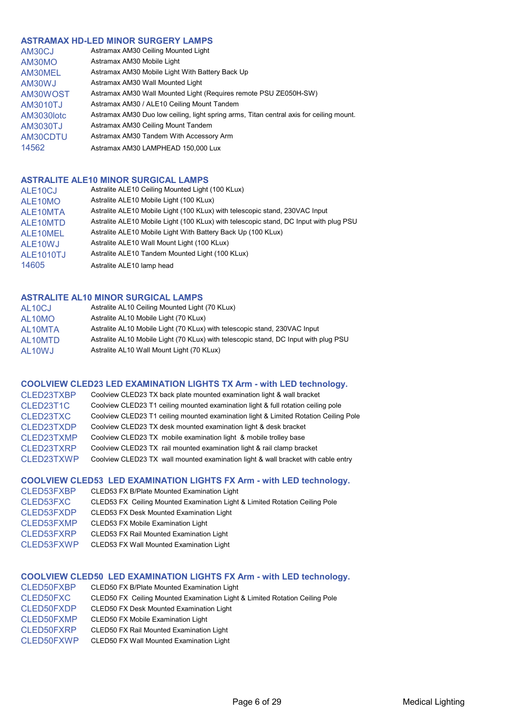## ASTRAMAX HD-LED MINOR SURGERY LAMPS

| | |
|---|---|
| AM30CJ | Astramax AM30 Ceiling Mounted Light |
| AM30MO | Astramax AM30 Mobile Light |
| AM30MEL | Astramax AM30 Mobile Light With Battery Back Up |
| AM30WJ | Astramax AM30 Wall Mounted Light |
| AM30WOST | Astramax AM30 Wall Mounted Light (Requires remote PSU ZE050H-SW) |
| AM3010TJ | Astramax AM30 / ALE10 Ceiling Mount Tandem |
| AM3030lotc | Astramax AM30 Duo low ceiling, light spring arms, Titan central axis for ceiling mount. |
| AM3030TJ | Astramax AM30 Ceiling Mount Tandem |
| AM30CDTU | Astramax AM30 Tandem With Accessory Arm |
| 14562 | Astramax AM30 LAMPHEAD 150,000 Lux |

## ASTRALITE ALE10 MINOR SURGICAL LAMPS

| | |
|---|---|
| ALE10CJ | Astralite ALE10 Ceiling Mounted Light (100 KLux) |
| ALE10MO | Astralite ALE10 Mobile Light (100 KLux) |
| ALE10MTA | Astralite ALE10 Mobile Light (100 KLux) with telescopic stand, 230VAC Input |
| ALE10MTD | Astralite ALE10 Mobile Light (100 KLux) with telescopic stand, DC Input with plug PSU |
| ALE10MEL | Astralite ALE10 Mobile Light With Battery Back Up (100 KLux) |
| ALE10WJ | Astralite ALE10 Wall Mount Light (100 KLux) |
| ALE1010TJ | Astralite ALE10 Tandem Mounted Light (100 KLux) |
| 14605 | Astralite ALE10 lamp head |

## ASTRALITE AL10 MINOR SURGICAL LAMPS

| | |
|---|---|
| AL10CJ | Astralite AL10 Ceiling Mounted Light (70 KLux) |
| AL10MO | Astralite AL10 Mobile Light (70 KLux) |
| AL10MTA | Astralite AL10 Mobile Light (70 KLux) with telescopic stand, 230VAC Input |
| AL10MTD | Astralite AL10 Mobile Light (70 KLux) with telescopic stand, DC Input with plug PSU |
| AL10WJ | Astralite AL10 Wall Mount Light (70 KLux) |

## COOLVIEW CLED23 LED EXAMINATION LIGHTS TX Arm - with LED technology.

| | |
|---|---|
| CLED23TXBP | Coolview CLED23 TX back plate mounted examination light & wall bracket |
| CLED23T1C | Coolview CLED23 T1 ceiling mounted examination light & full rotation ceiling pole |
| CLED23TXC | Coolview CLED23 T1 ceiling mounted examination light & Limited Rotation Ceiling Pole |
| CLED23TXDP | Coolview CLED23 TX desk mounted examination light & desk bracket |
| CLED23TXMP | Coolview CLED23 TX mobile examination light & mobile trolley base |
| CLED23TXRP | Coolview CLED23 TX rail mounted examination light & rail clamp bracket |
| CLED23TXWP | Coolview CLED23 TX wall mounted examination light & wall bracket with cable entry |

## COOLVIEW CLED53 LED EXAMINATION LIGHTS FX Arm - with LED technology.

| | |
|---|---|
| CLED53FXBP | CLED53 FX B/Plate Mounted Examination Light |
| CLED53FXC | CLED53 FX Ceiling Mounted Examination Light & Limited Rotation Ceiling Pole |
| CLED53FXDP | CLED53 FX Desk Mounted Examination Light |
| CLED53FXMP | CLED53 FX Mobile Examination Light |
| CLED53FXRP | CLED53 FX Rail Mounted Examination Light |
| CLED53FXWP | CLED53 FX Wall Mounted Examination Light |

## COOLVIEW CLED50 LED EXAMINATION LIGHTS FX Arm - with LED technology.

| | |
|---|---|
| CLED50FXBP | CLED50 FX B/Plate Mounted Examination Light |
| CLED50FXC | CLED50 FX Ceiling Mounted Examination Light & Limited Rotation Ceiling Pole |
| CLED50FXDP | CLED50 FX Desk Mounted Examination Light |
| CLED50FXMP | CLED50 FX Mobile Examination Light |
| CLED50FXRP | CLED50 FX Rail Mounted Examination Light |
| CLED50FXWP | CLED50 FX Wall Mounted Examination Light |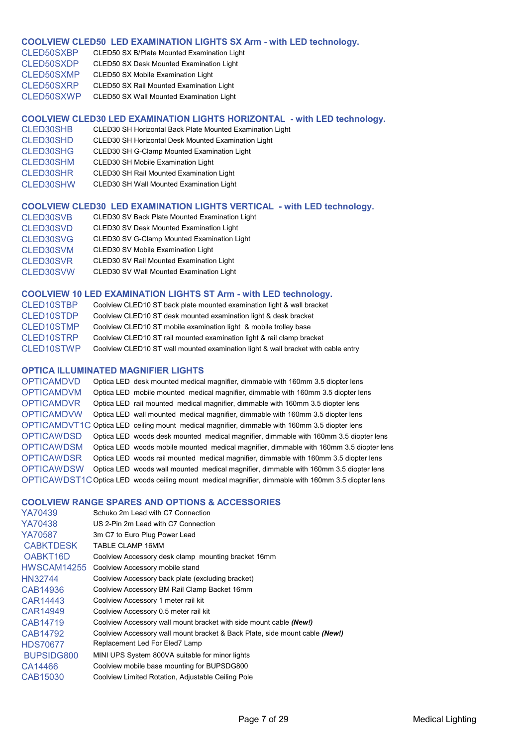## COOLVIEW CLED50 LED EXAMINATION LIGHTS SX Arm - with LED technology.

| | |
|---|---|
| CLED50SXBP | CLED50 SX B/Plate Mounted Examination Light |
| CLED50SXDP | CLED50 SX Desk Mounted Examination Light |
| CLED50SXMP | CLED50 SX Mobile Examination Light |
| CLED50SXRP | CLED50 SX Rail Mounted Examination Light |
| CLED50SXWP | CLED50 SX Wall Mounted Examination Light |

## COOLVIEW CLED30 LED EXAMINATION LIGHTS HORIZONTAL - with LED technology.

| | |
|---|---|
| CLED30SHB | CLED30 SH Horizontal Back Plate Mounted Examination Light |
| CLED30SHD | CLED30 SH Horizontal Desk Mounted Examination Light |
| CLED30SHG | CLED30 SH G-Clamp Mounted Examination Light |
| CLED30SHM | CLED30 SH Mobile Examination Light |
| CLED30SHR | CLED30 SH Rail Mounted Examination Light |
| CLED30SHW | CLED30 SH Wall Mounted Examination Light |

## COOLVIEW CLED30 LED EXAMINATION LIGHTS VERTICAL - with LED technology.

| | |
|---|---|
| CLED30SVB | CLED30 SV Back Plate Mounted Examination Light |
| CLED30SVD | CLED30 SV Desk Mounted Examination Light |
| CLED30SVG | CLED30 SV G-Clamp Mounted Examination Light |
| CLED30SVM | CLED30 SV Mobile Examination Light |
| CLED30SVR | CLED30 SV Rail Mounted Examination Light |
| CLED30SVW | CLED30 SV Wall Mounted Examination Light |

## COOLVIEW 10 LED EXAMINATION LIGHTS ST Arm - with LED technology.

| | |
|---|---|
| CLED10STBP | Coolview CLED10 ST back plate mounted examination light & wall bracket |
| CLED10STDP | Coolview CLED10 ST desk mounted examination light & desk bracket |
| CLED10STMP | Coolview CLED10 ST mobile examination light & mobile trolley base |
| CLED10STRP | Coolview CLED10 ST rail mounted examination light & rail clamp bracket |
| CLED10STWP | Coolview CLED10 ST wall mounted examination light & wall bracket with cable entry |

## OPTICA ILLUMINATED MAGNIFIER LIGHTS

| | |
|---|---|
| OPTICAMDVD | Optica LED desk mounted medical magnifier, dimmable with 160mm 3.5 diopter lens |
| OPTICAMDVM | Optica LED mobile mounted medical magnifier, dimmable with 160mm 3.5 diopter lens |
| OPTICAMDVR | Optica LED rail mounted medical magnifier, dimmable with 160mm 3.5 diopter lens |
| OPTICAMDVW | Optica LED wall mounted medical magnifier, dimmable with 160mm 3.5 diopter lens |
| OPTICAMDVT1C | Optica LED ceiling mount medical magnifier, dimmable with 160mm 3.5 diopter lens |
| OPTICAWDSD | Optica LED woods desk mounted medical magnifier, dimmable with 160mm 3.5 diopter lens |
| OPTICAWDSM | Optica LED woods mobile mounted medical magnifier, dimmable with 160mm 3.5 diopter lens |
| OPTICAWDSR | Optica LED woods rail mounted medical magnifier, dimmable with 160mm 3.5 diopter lens |
| OPTICAWDSW | Optica LED woods wall mounted medical magnifier, dimmable with 160mm 3.5 diopter lens |
| OPTICAWDST1C | Optica LED woods ceiling mount medical magnifier, dimmable with 160mm 3.5 diopter lens |

## COOLVIEW RANGE SPARES AND OPTIONS & ACCESSORIES

| | |
|---|---|
| YA70439 | Schuko 2m Lead with C7 Connection |
| YA70438 | US 2-Pin 2m Lead with C7 Connection |
| YA70587 | 3m C7 to Euro Plug Power Lead |
| CABKTDESK | TABLE CLAMP 16MM |
| OABKT16D | Coolview Accessory desk clamp mounting bracket 16mm |
| HWSCAM14255 | Coolview Accessory mobile stand |
| HN32744 | Coolview Accessory back plate (excluding bracket) |
| CAB14936 | Coolview Accessory BM Rail Clamp Backet 16mm |
| CAR14443 | Coolview Accessory 1 meter rail kit |
| CAR14949 | Coolview Accessory 0.5 meter rail kit |
| CAB14719 | Coolview Accessory wall mount bracket with side mount cable ***(New!)*** |
| CAB14792 | Coolview Accessory wall mount bracket & Back Plate, side mount cable ***(New!)*** |
| HDS70677 | Replacement Led For Eled7 Lamp |
| BUPSIDG800 | MINI UPS System 800VA suitable for minor lights |
| CA14466 | Coolview mobile base mounting for BUPSDG800 |
| CAB15030 | Coolview Limited Rotation, Adjustable Ceiling Pole |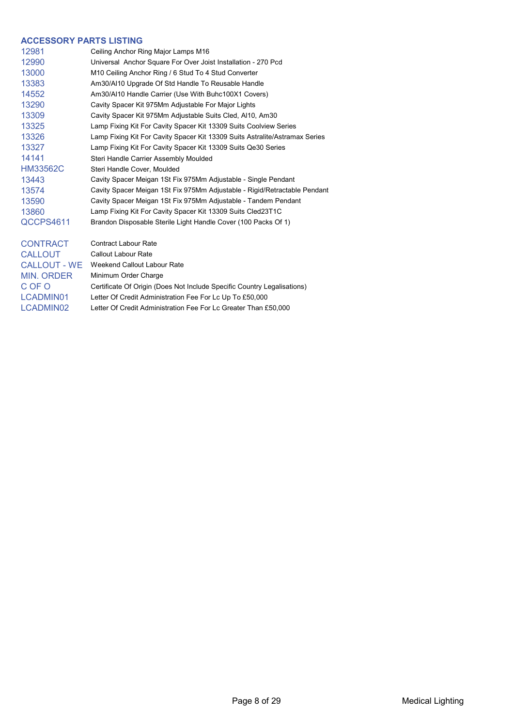## ACCESSORY PARTS LISTING

| | |
|---|---|
| 12981 | Ceiling Anchor Ring Major Lamps M16 |
| 12990 | Universal  Anchor Square For Over Joist Installation - 270 Pcd |
| 13000 | M10 Ceiling Anchor Ring / 6 Stud To 4 Stud Converter |
| 13383 | Am30/Al10 Upgrade Of Std Handle To Reusable Handle |
| 14552 | Am30/Al10 Handle Carrier (Use With Buhc100X1 Covers) |
| 13290 | Cavity Spacer Kit 975Mm Adjustable For Major Lights |
| 13309 | Cavity Spacer Kit 975Mm Adjustable Suits Cled, Al10, Am30 |
| 13325 | Lamp Fixing Kit For Cavity Spacer Kit 13309 Suits Coolview Series |
| 13326 | Lamp Fixing Kit For Cavity Spacer Kit 13309 Suits Astralite/Astramax Series |
| 13327 | Lamp Fixing Kit For Cavity Spacer Kit 13309 Suits Qe30 Series |
| 14141 | Steri Handle Carrier Assembly Moulded |
| HM33562C | Steri Handle Cover, Moulded |
| 13443 | Cavity Spacer Meigan 1St Fix 975Mm Adjustable - Single Pendant |
| 13574 | Cavity Spacer Meigan 1St Fix 975Mm Adjustable - Rigid/Retractable Pendant |
| 13590 | Cavity Spacer Meigan 1St Fix 975Mm Adjustable - Tandem Pendant |
| 13860 | Lamp Fixing Kit For Cavity Spacer Kit 13309 Suits Cled23T1C |
| QCCPS4611 | Brandon Disposable Sterile Light Handle Cover (100 Packs Of 1) |

| | |
|---|---|
| CONTRACT | Contract Labour Rate |
| CALLOUT | Callout Labour Rate |
| CALLOUT - WE | Weekend Callout Labour Rate |
| MIN. ORDER | Minimum Order Charge |
| C OF O | Certificate Of Origin (Does Not Include Specific Country Legalisations) |
| LCADMIN01 | Letter Of Credit Administration Fee For Lc Up To £50,000 |
| LCADMIN02 | Letter Of Credit Administration Fee For Lc Greater Than £50,000 |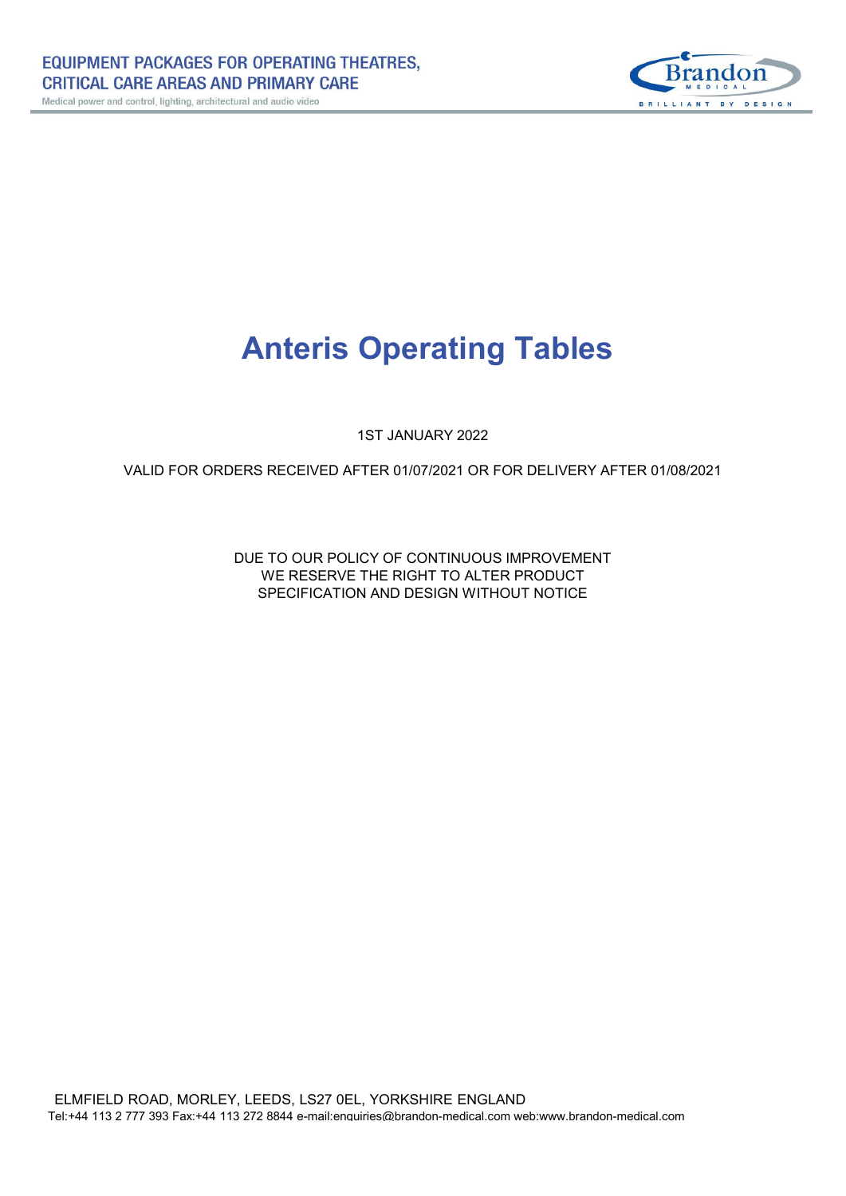# Anteris Operating Tables

1ST JANUARY 2022

VALID FOR ORDERS RECEIVED AFTER 01/07/2021 OR FOR DELIVERY AFTER 01/08/2021

DUE TO OUR POLICY OF CONTINUOUS IMPROVEMENT
WE RESERVE THE RIGHT TO ALTER PRODUCT
SPECIFICATION AND DESIGN WITHOUT NOTICE

ELMFIELD ROAD, MORLEY, LEEDS, LS27 0EL, YORKSHIRE ENGLAND
Tel:+44 113 2 777 393 Fax:+44 113 272 8844 e-mail:enquiries@brandon-medical.com web:www.brandon-medical.com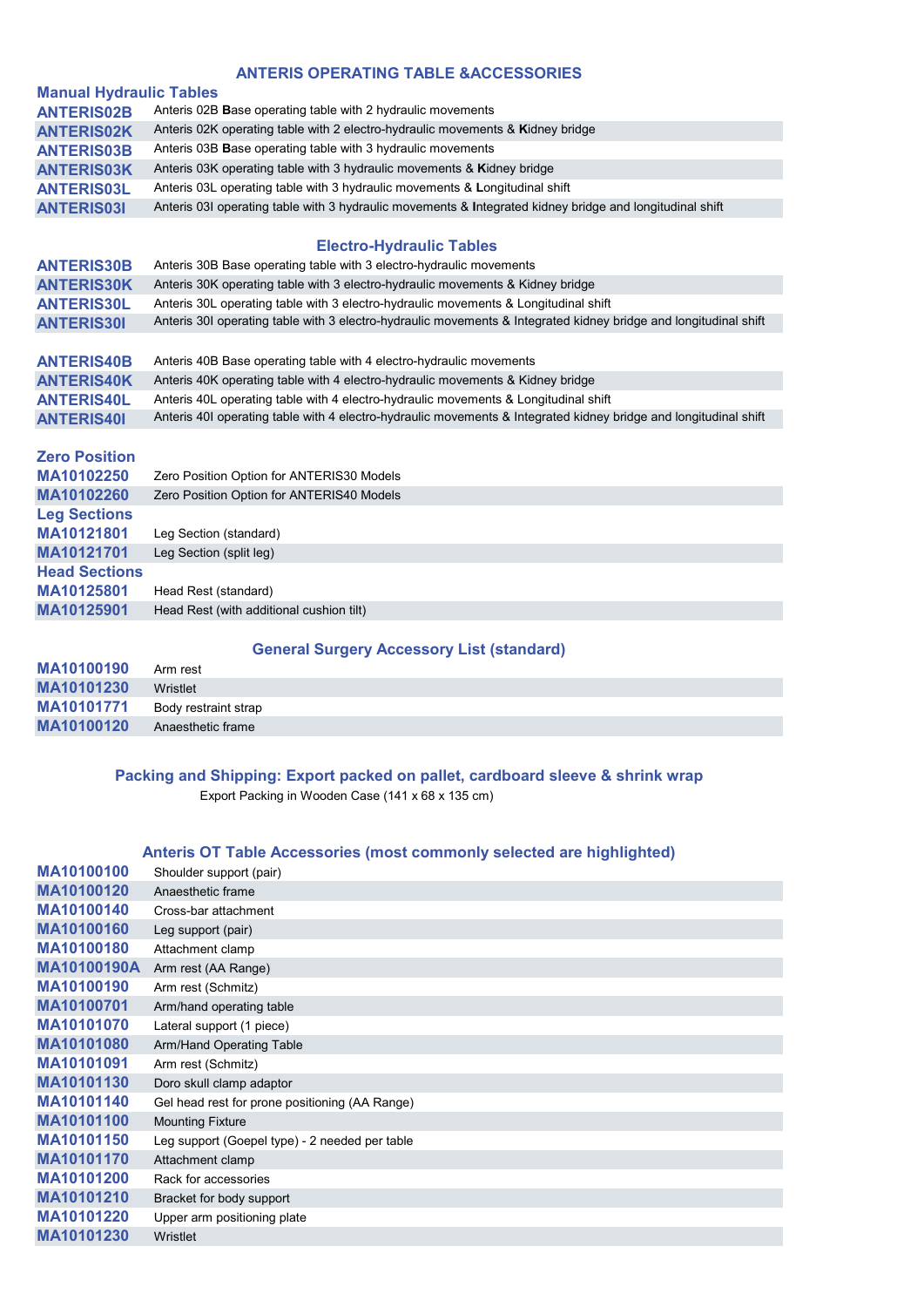## ANTERIS OPERATING TABLE &ACCESSORIES

### Manual Hydraulic Tables

| | |
|---|---|
| ANTERIS02B | Anteris 02B **B**ase operating table with 2 hydraulic movements |
| ANTERIS02K | Anteris 02K operating table with 2 electro-hydraulic movements & **K**idney bridge |
| ANTERIS03B | Anteris 03B **B**ase operating table with 3 hydraulic movements |
| ANTERIS03K | Anteris 03K operating table with 3 hydraulic movements & **K**idney bridge |
| ANTERIS03L | Anteris 03L operating table with 3 hydraulic movements & **L**ongitudinal shift |
| ANTERIS03I | Anteris 03I operating table with 3 hydraulic movements & **I**ntegrated kidney bridge and longitudinal shift |

### Electro-Hydraulic Tables

| | |
|---|---|
| ANTERIS30B | Anteris 30B Base operating table with 3 electro-hydraulic movements |
| ANTERIS30K | Anteris 30K operating table with 3 electro-hydraulic movements & Kidney bridge |
| ANTERIS30L | Anteris 30L operating table with 3 electro-hydraulic movements & Longitudinal shift |
| ANTERIS30I | Anteris 30I operating table with 3 electro-hydraulic movements & Integrated kidney bridge and longitudinal shift |
| ANTERIS40B | Anteris 40B Base operating table with 4 electro-hydraulic movements |
| ANTERIS40K | Anteris 40K operating table with 4 electro-hydraulic movements & Kidney bridge |
| ANTERIS40L | Anteris 40L operating table with 4 electro-hydraulic movements & Longitudinal shift |
| ANTERIS40I | Anteris 40I operating table with 4 electro-hydraulic movements & Integrated kidney bridge and longitudinal shift |

### Zero Position

| | |
|---|---|
| MA10102250 | Zero Position Option for ANTERIS30 Models |
| MA10102260 | Zero Position Option for ANTERIS40 Models |

### Leg Sections

| | |
|---|---|
| MA10121801 | Leg Section (standard) |
| MA10121701 | Leg Section (split leg) |

### Head Sections

| | |
|---|---|
| MA10125801 | Head Rest (standard) |
| MA10125901 | Head Rest (with additional cushion tilt) |

### General Surgery Accessory List (standard)

| | |
|---|---|
| MA10100190 | Arm rest |
| MA10101230 | Wristlet |
| MA10101771 | Body restraint strap |
| MA10100120 | Anaesthetic frame |

### Packing and Shipping: Export packed on pallet, cardboard sleeve & shrink wrap

Export Packing in Wooden Case (141 x 68 x 135 cm)

### Anteris OT Table Accessories (most commonly selected are highlighted)

| | |
|---|---|
| MA10100100 | Shoulder support (pair) |
| MA10100120 | Anaesthetic frame |
| MA10100140 | Cross-bar attachment |
| MA10100160 | Leg support (pair) |
| MA10100180 | Attachment clamp |
| MA10100190A | Arm rest (AA Range) |
| MA10100190 | Arm rest (Schmitz) |
| MA10100701 | Arm/hand operating table |
| MA10101070 | Lateral support (1 piece) |
| MA10101080 | Arm/Hand Operating Table |
| MA10101091 | Arm rest (Schmitz) |
| MA10101130 | Doro skull clamp adaptor |
| MA10101140 | Gel head rest for prone positioning (AA Range) |
| MA10101100 | Mounting Fixture |
| MA10101150 | Leg support (Goepel type) - 2 needed per table |
| MA10101170 | Attachment clamp |
| MA10101200 | Rack for accessories |
| MA10101210 | Bracket for body support |
| MA10101220 | Upper arm positioning plate |
| MA10101230 | Wristlet |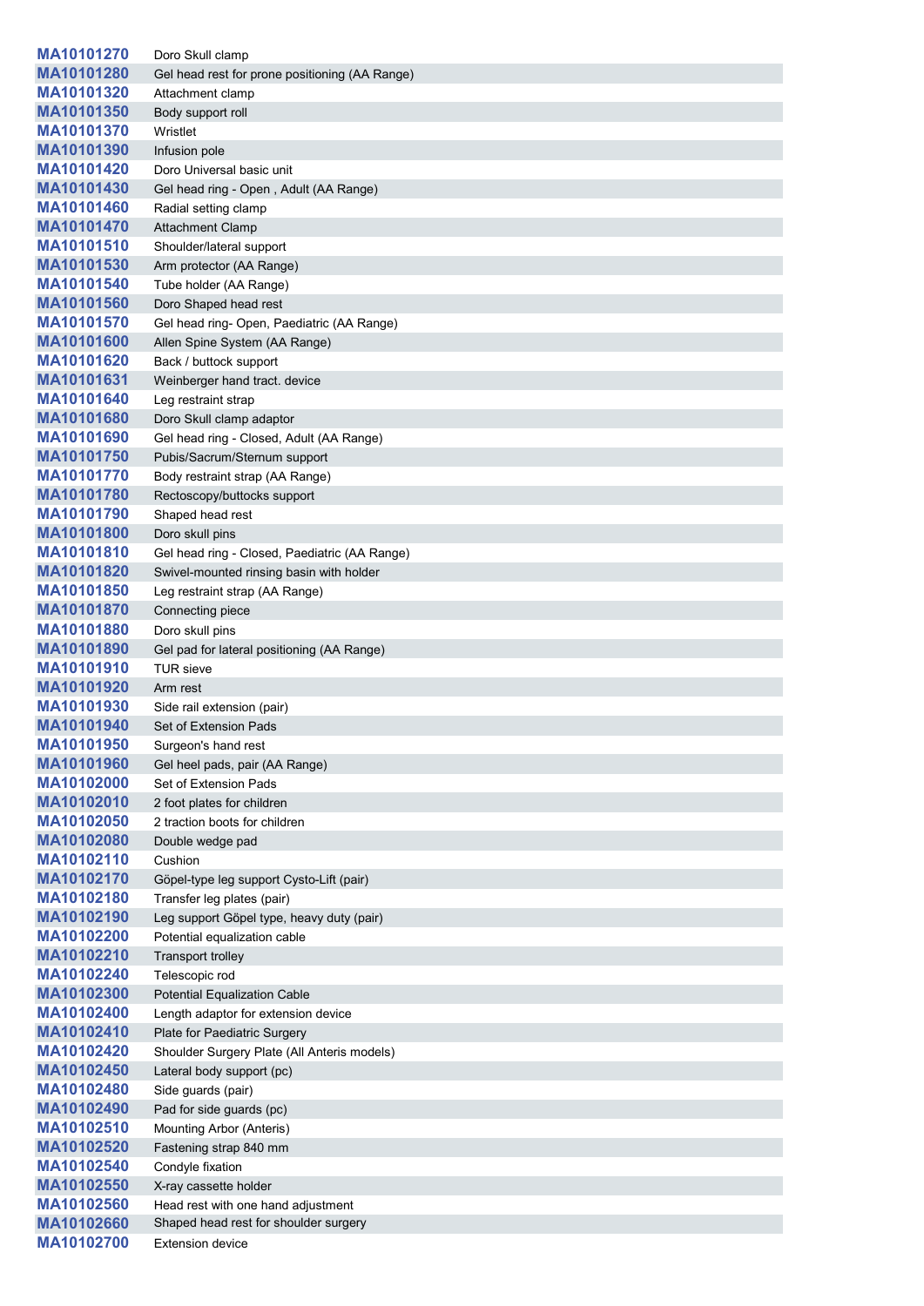| | |
|---|---|
| MA10101270 | Doro Skull clamp |
| MA10101280 | Gel head rest for prone positioning (AA Range) |
| MA10101320 | Attachment clamp |
| MA10101350 | Body support roll |
| MA10101370 | Wristlet |
| MA10101390 | Infusion pole |
| MA10101420 | Doro Universal basic unit |
| MA10101430 | Gel head ring - Open , Adult (AA Range) |
| MA10101460 | Radial setting clamp |
| MA10101470 | Attachment Clamp |
| MA10101510 | Shoulder/lateral support |
| MA10101530 | Arm protector (AA Range) |
| MA10101540 | Tube holder (AA Range) |
| MA10101560 | Doro Shaped head rest |
| MA10101570 | Gel head ring- Open, Paediatric (AA Range) |
| MA10101600 | Allen Spine System (AA Range) |
| MA10101620 | Back / buttock support |
| MA10101631 | Weinberger hand tract. device |
| MA10101640 | Leg restraint strap |
| MA10101680 | Doro Skull clamp adaptor |
| MA10101690 | Gel head ring - Closed, Adult (AA Range) |
| MA10101750 | Pubis/Sacrum/Sternum support |
| MA10101770 | Body restraint strap (AA Range) |
| MA10101780 | Rectoscopy/buttocks support |
| MA10101790 | Shaped head rest |
| MA10101800 | Doro skull pins |
| MA10101810 | Gel head ring - Closed, Paediatric (AA Range) |
| MA10101820 | Swivel-mounted rinsing basin with holder |
| MA10101850 | Leg restraint strap (AA Range) |
| MA10101870 | Connecting piece |
| MA10101880 | Doro skull pins |
| MA10101890 | Gel pad for lateral positioning (AA Range) |
| MA10101910 | TUR sieve |
| MA10101920 | Arm rest |
| MA10101930 | Side rail extension (pair) |
| MA10101940 | Set of Extension Pads |
| MA10101950 | Surgeon's hand rest |
| MA10101960 | Gel heel pads, pair (AA Range) |
| MA10102000 | Set of Extension Pads |
| MA10102010 | 2 foot plates for children |
| MA10102050 | 2 traction boots for children |
| MA10102080 | Double wedge pad |
| MA10102110 | Cushion |
| MA10102170 | Göpel-type leg support Cysto-Lift (pair) |
| MA10102180 | Transfer leg plates (pair) |
| MA10102190 | Leg support Göpel type, heavy duty (pair) |
| MA10102200 | Potential equalization cable |
| MA10102210 | Transport trolley |
| MA10102240 | Telescopic rod |
| MA10102300 | Potential Equalization Cable |
| MA10102400 | Length adaptor for extension device |
| MA10102410 | Plate for Paediatric Surgery |
| MA10102420 | Shoulder Surgery Plate (All Anteris models) |
| MA10102450 | Lateral body support (pc) |
| MA10102480 | Side guards (pair) |
| MA10102490 | Pad for side guards (pc) |
| MA10102510 | Mounting Arbor (Anteris) |
| MA10102520 | Fastening strap 840 mm |
| MA10102540 | Condyle fixation |
| MA10102550 | X-ray cassette holder |
| MA10102560 | Head rest with one hand adjustment |
| MA10102660 | Shaped head rest for shoulder surgery |
| MA10102700 | Extension device |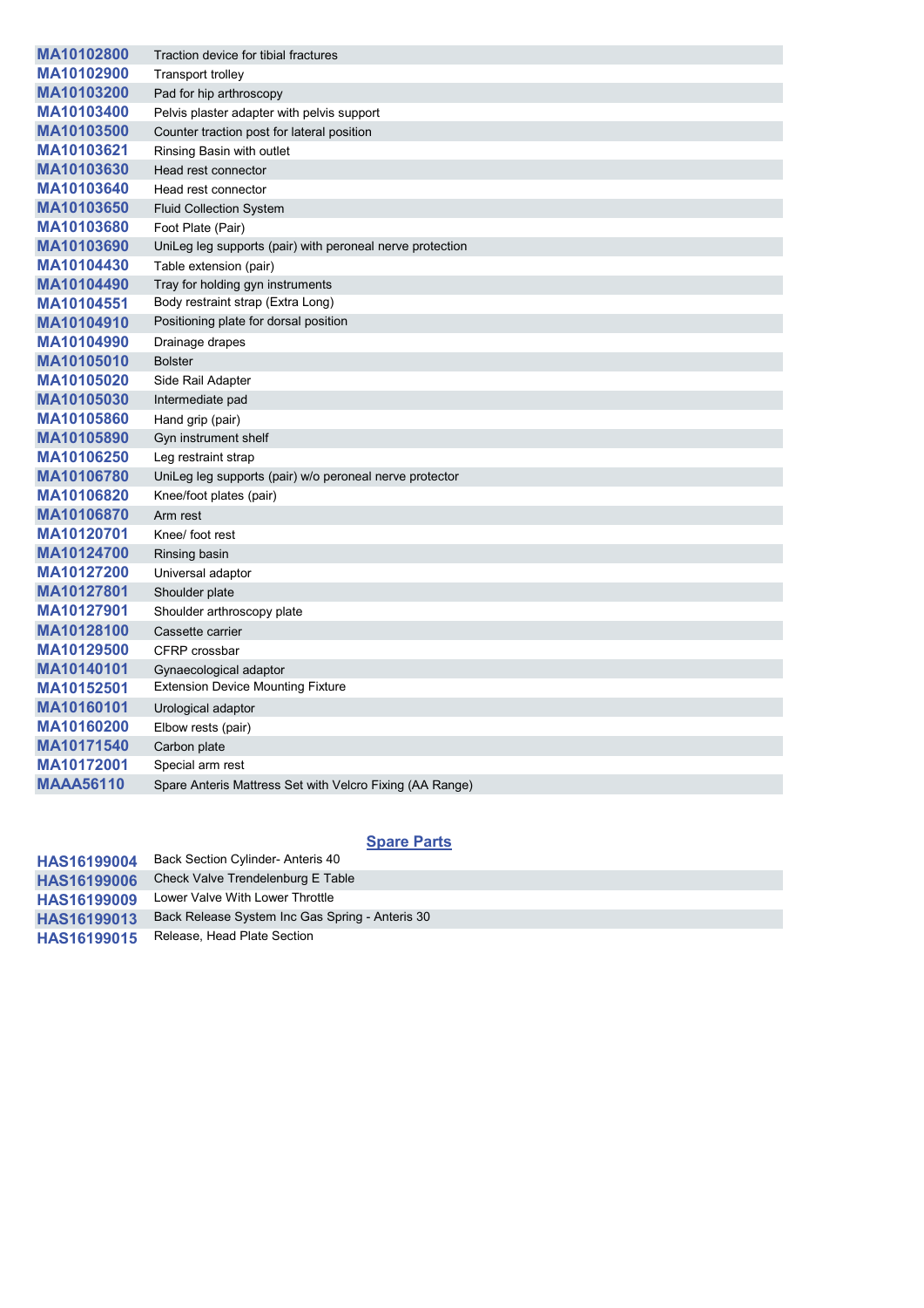| | |
|---|---|
| **MA10102800** | Traction device for tibial fractures |
| **MA10102900** | Transport trolley |
| **MA10103200** | Pad for hip arthroscopy |
| **MA10103400** | Pelvis plaster adapter with pelvis support |
| **MA10103500** | Counter traction post for lateral position |
| **MA10103621** | Rinsing Basin with outlet |
| **MA10103630** | Head rest connector |
| **MA10103640** | Head rest connector |
| **MA10103650** | Fluid Collection System |
| **MA10103680** | Foot Plate (Pair) |
| **MA10103690** | UniLeg leg supports (pair) with peroneal nerve protection |
| **MA10104430** | Table extension (pair) |
| **MA10104490** | Tray for holding gyn instruments |
| **MA10104551** | Body restraint strap (Extra Long) |
| **MA10104910** | Positioning plate for dorsal position |
| **MA10104990** | Drainage drapes |
| **MA10105010** | Bolster |
| **MA10105020** | Side Rail Adapter |
| **MA10105030** | Intermediate pad |
| **MA10105860** | Hand grip (pair) |
| **MA10105890** | Gyn instrument shelf |
| **MA10106250** | Leg restraint strap |
| **MA10106780** | UniLeg leg supports (pair) w/o peroneal nerve protector |
| **MA10106820** | Knee/foot plates (pair) |
| **MA10106870** | Arm rest |
| **MA10120701** | Knee/ foot rest |
| **MA10124700** | Rinsing basin |
| **MA10127200** | Universal adaptor |
| **MA10127801** | Shoulder plate |
| **MA10127901** | Shoulder arthroscopy plate |
| **MA10128100** | Cassette carrier |
| **MA10129500** | CFRP crossbar |
| **MA10140101** | Gynaecological adaptor |
| **MA10152501** | Extension Device Mounting Fixture |
| **MA10160101** | Urological adaptor |
| **MA10160200** | Elbow rests (pair) |
| **MA10171540** | Carbon plate |
| **MA10172001** | Special arm rest |
| **MAAA56110** | Spare Anteris Mattress Set with Velcro Fixing (AA Range) |

## Spare Parts

| | |
|---|---|
| **HAS16199004** | Back Section Cylinder- Anteris 40 |
| **HAS16199006** | Check Valve Trendelenburg E Table |
| **HAS16199009** | Lower Valve With Lower Throttle |
| **HAS16199013** | Back Release System Inc Gas Spring - Anteris 30 |
| **HAS16199015** | Release, Head Plate Section |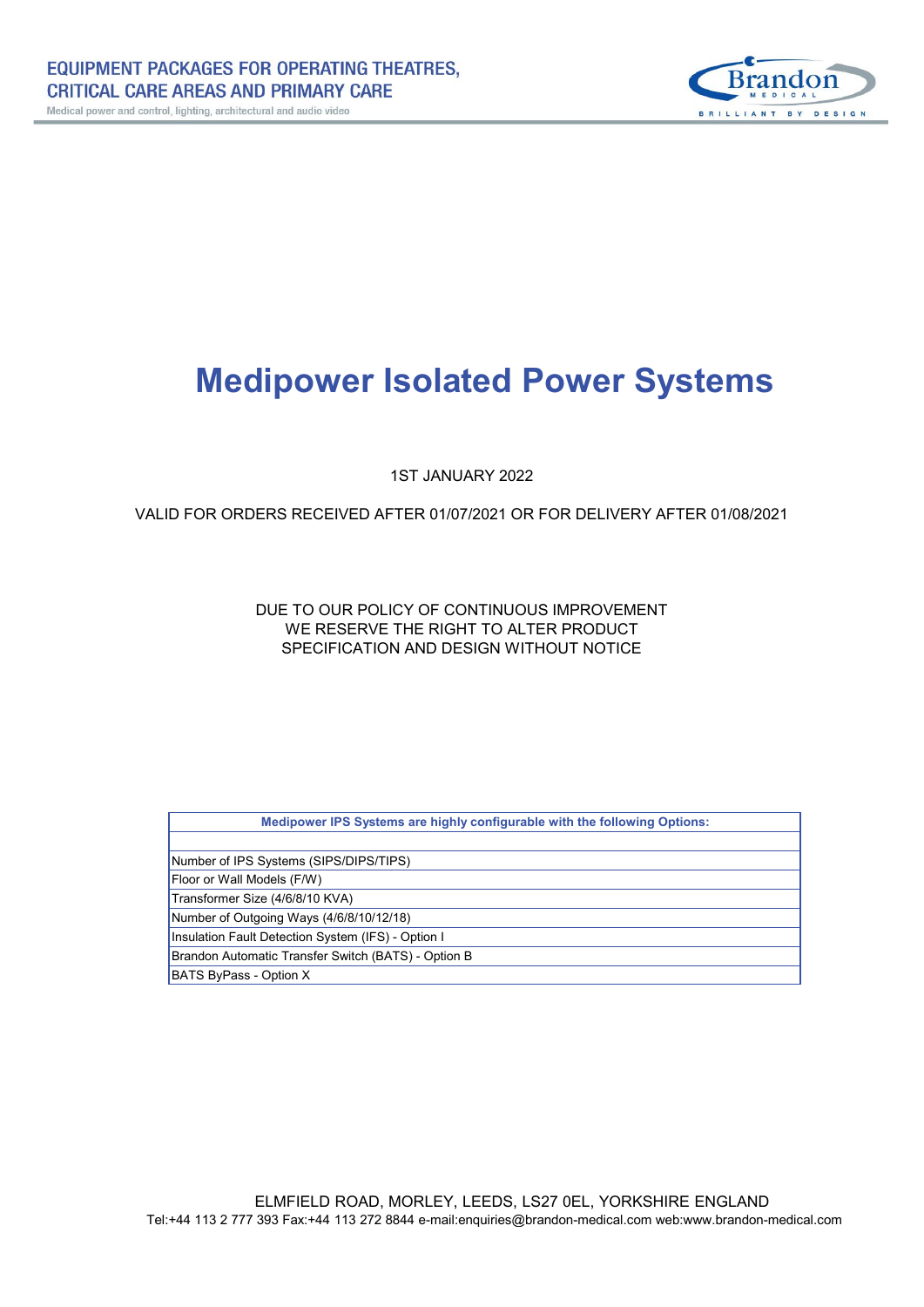# Medipower Isolated Power Systems

1ST JANUARY 2022

VALID FOR ORDERS RECEIVED AFTER 01/07/2021 OR FOR DELIVERY AFTER 01/08/2021

DUE TO OUR POLICY OF CONTINUOUS IMPROVEMENT
WE RESERVE THE RIGHT TO ALTER PRODUCT
SPECIFICATION AND DESIGN WITHOUT NOTICE

| Medipower IPS Systems are highly configurable with the following Options: |
|---|
| |
| Number of IPS Systems (SIPS/DIPS/TIPS) |
| Floor or Wall Models (F/W) |
| Transformer Size (4/6/8/10 KVA) |
| Number of Outgoing Ways (4/6/8/10/12/18) |
| Insulation Fault Detection System (IFS) - Option I |
| Brandon Automatic Transfer Switch (BATS) - Option B |
| BATS ByPass - Option X |

ELMFIELD ROAD, MORLEY, LEEDS, LS27 0EL, YORKSHIRE ENGLAND
Tel:+44 113 2 777 393 Fax:+44 113 272 8844 e-mail:enquiries@brandon-medical.com web:www.brandon-medical.com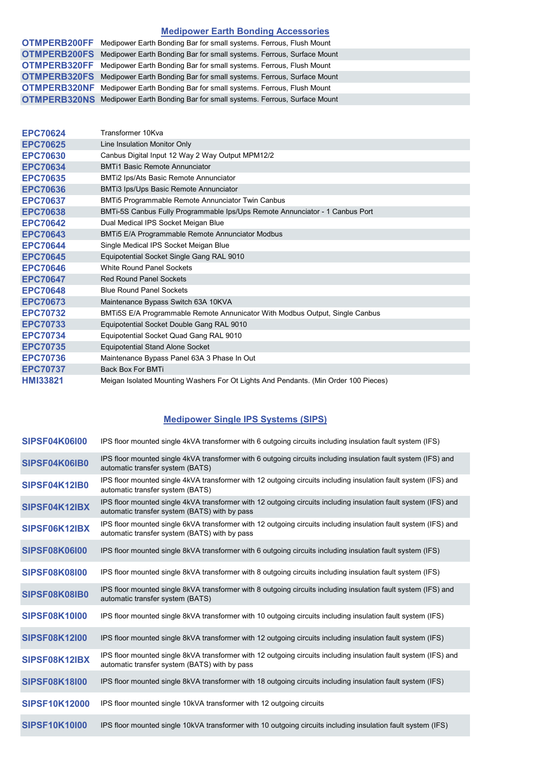## Medipower Earth Bonding Accessories

| | |
|---|---|
| **OTMPERB200FF** | Medipower Earth Bonding Bar for small systems. Ferrous, Flush Mount |
| **OTMPERB200FS** | Medipower Earth Bonding Bar for small systems. Ferrous, Surface Mount |
| **OTMPERB320FF** | Medipower Earth Bonding Bar for small systems. Ferrous, Flush Mount |
| **OTMPERB320FS** | Medipower Earth Bonding Bar for small systems. Ferrous, Surface Mount |
| **OTMPERB320NF** | Medipower Earth Bonding Bar for small systems. Ferrous, Flush Mount |
| **OTMPERB320NS** | Medipower Earth Bonding Bar for small systems. Ferrous, Surface Mount |

| | |
|---|---|
| **EPC70624** | Transformer 10Kva |
| **EPC70625** | Line Insulation Monitor Only |
| **EPC70630** | Canbus Digital Input 12 Way 2 Way Output MPM12/2 |
| **EPC70634** | BMTi1 Basic Remote Annunciator |
| **EPC70635** | BMTi2 Ips/Ats Basic Remote Annunciator |
| **EPC70636** | BMTi3 Ips/Ups Basic Remote Annunciator |
| **EPC70637** | BMTi5 Programmable Remote Annunciator Twin Canbus |
| **EPC70638** | BMTi-5S Canbus Fully Programmable Ips/Ups Remote Annunciator - 1 Canbus Port |
| **EPC70642** | Dual Medical IPS Socket Meigan Blue |
| **EPC70643** | BMTi5 E/A Programmable Remote Annunciator Modbus |
| **EPC70644** | Single Medical IPS Socket Meigan Blue |
| **EPC70645** | Equipotential Socket Single Gang RAL 9010 |
| **EPC70646** | White Round Panel Sockets |
| **EPC70647** | Red Round Panel Sockets |
| **EPC70648** | Blue Round Panel Sockets |
| **EPC70673** | Maintenance Bypass Switch 63A 10KVA |
| **EPC70732** | BMTi5S E/A Programmable Remote Annunicator With Modbus Output, Single Canbus |
| **EPC70733** | Equipotential Socket Double Gang RAL 9010 |
| **EPC70734** | Equipotential Socket Quad Gang RAL 9010 |
| **EPC70735** | Equipotential Stand Alone Socket |
| **EPC70736** | Maintenance Bypass Panel 63A 3 Phase In Out |
| **EPC70737** | Back Box For BMTi |
| **HMI33821** | Meigan Isolated Mounting Washers For Ot Lights And Pendants. (Min Order 100 Pieces) |

## Medipower Single IPS Systems (SIPS)

| | |
|---|---|
| **SIPSF04K06I00** | IPS floor mounted single 4kVA transformer with 6 outgoing circuits including insulation fault system (IFS) |
| **SIPSF04K06IB0** | IPS floor mounted single 4kVA transformer with 6 outgoing circuits including insulation fault system (IFS) and automatic transfer system (BATS) |
| **SIPSF04K12IB0** | IPS floor mounted single 4kVA transformer with 12 outgoing circuits including insulation fault system (IFS) and automatic transfer system (BATS) |
| **SIPSF04K12IBX** | IPS floor mounted single 4kVA transformer with 12 outgoing circuits including insulation fault system (IFS) and automatic transfer system (BATS) with by pass |
| **SIPSF06K12IBX** | IPS floor mounted single 6kVA transformer with 12 outgoing circuits including insulation fault system (IFS) and automatic transfer system (BATS) with by pass |
| **SIPSF08K06I00** | IPS floor mounted single 8kVA transformer with 6 outgoing circuits including insulation fault system (IFS) |
| **SIPSF08K08I00** | IPS floor mounted single 8kVA transformer with 8 outgoing circuits including insulation fault system (IFS) |
| **SIPSF08K08IB0** | IPS floor mounted single 8kVA transformer with 8 outgoing circuits including insulation fault system (IFS) and automatic transfer system (BATS) |
| **SIPSF08K10I00** | IPS floor mounted single 8kVA transformer with 10 outgoing circuits including insulation fault system (IFS) |
| **SIPSF08K12I00** | IPS floor mounted single 8kVA transformer with 12 outgoing circuits including insulation fault system (IFS) |
| **SIPSF08K12IBX** | IPS floor mounted single 8kVA transformer with 12 outgoing circuits including insulation fault system (IFS) and automatic transfer system (BATS) with by pass |
| **SIPSF08K18I00** | IPS floor mounted single 8kVA transformer with 18 outgoing circuits including insulation fault system (IFS) |
| **SIPSF10K12000** | IPS floor mounted single 10kVA transformer with 12 outgoing circuits |
| **SIPSF10K10I00** | IPS floor mounted single 10kVA transformer with 10 outgoing circuits including insulation fault system (IFS) |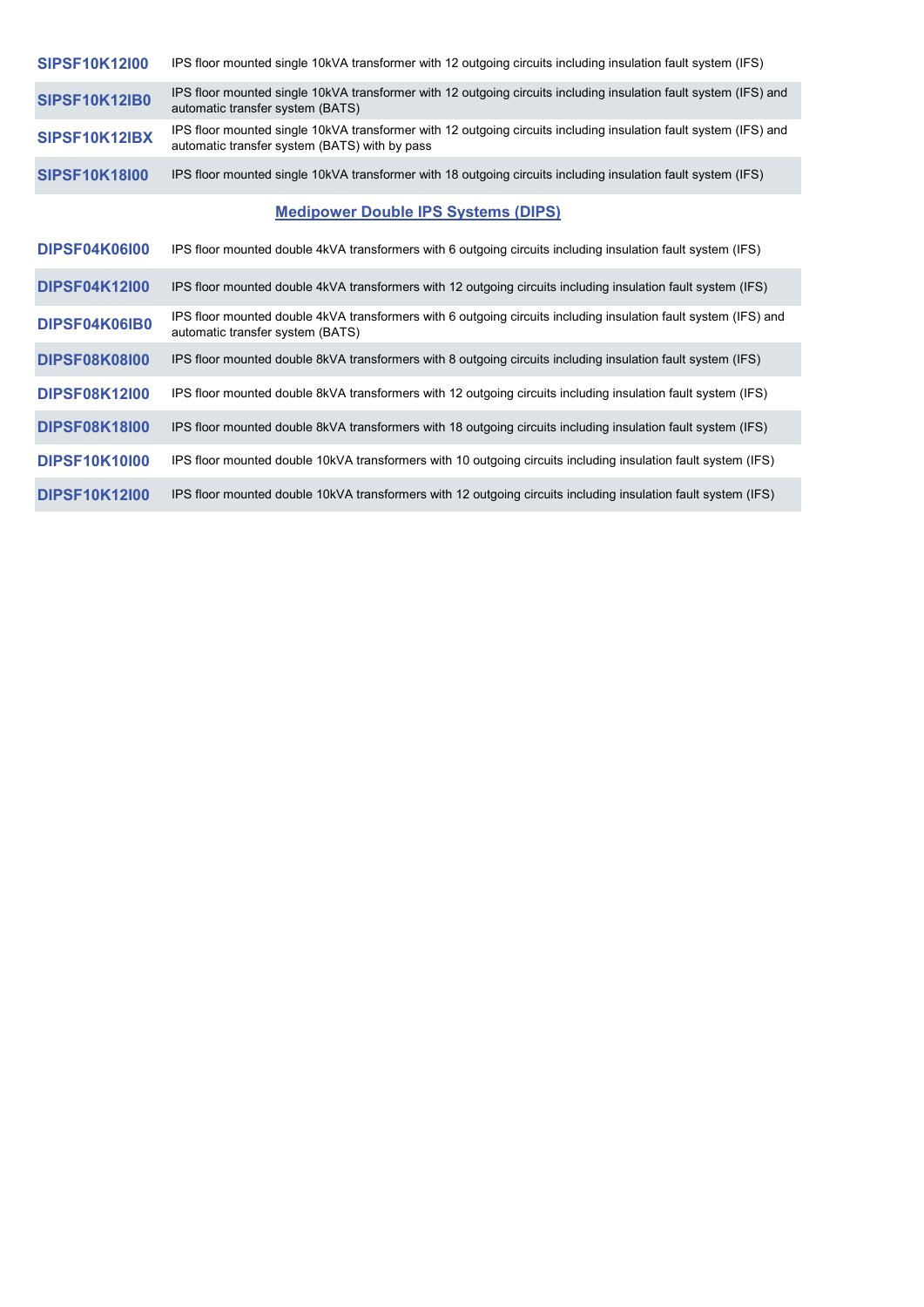| | |
|---|---|
| **SIPSF10K12I00** | IPS floor mounted single 10kVA transformer with 12 outgoing circuits including insulation fault system (IFS) |
| **SIPSF10K12IB0** | IPS floor mounted single 10kVA transformer with 12 outgoing circuits including insulation fault system (IFS) and automatic transfer system (BATS) |
| **SIPSF10K12IBX** | IPS floor mounted single 10kVA transformer with 12 outgoing circuits including insulation fault system (IFS) and automatic transfer system (BATS) with by pass |
| **SIPSF10K18I00** | IPS floor mounted single 10kVA transformer with 18 outgoing circuits including insulation fault system (IFS) |

## Medipower Double IPS Systems (DIPS)

| | |
|---|---|
| **DIPSF04K06I00** | IPS floor mounted double 4kVA transformers with 6 outgoing circuits including insulation fault system (IFS) |
| **DIPSF04K12I00** | IPS floor mounted double 4kVA transformers with 12 outgoing circuits including insulation fault system (IFS) |
| **DIPSF04K06IB0** | IPS floor mounted double 4kVA transformers with 6 outgoing circuits including insulation fault system (IFS) and automatic transfer system (BATS) |
| **DIPSF08K08I00** | IPS floor mounted double 8kVA transformers with 8 outgoing circuits including insulation fault system (IFS) |
| **DIPSF08K12I00** | IPS floor mounted double 8kVA transformers with 12 outgoing circuits including insulation fault system (IFS) |
| **DIPSF08K18I00** | IPS floor mounted double 8kVA transformers with 18 outgoing circuits including insulation fault system (IFS) |
| **DIPSF10K10I00** | IPS floor mounted double 10kVA transformers with 10 outgoing circuits including insulation fault system (IFS) |
| **DIPSF10K12I00** | IPS floor mounted double 10kVA transformers with 12 outgoing circuits including insulation fault system (IFS) |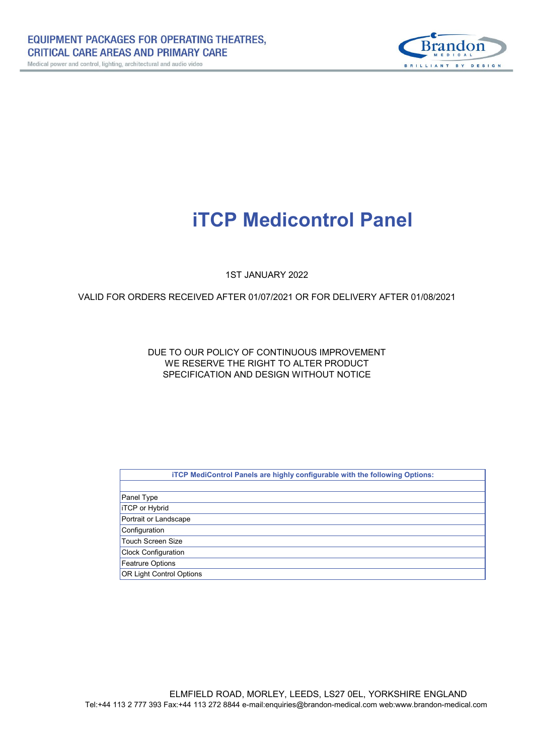# iTCP Medicontrol Panel

1ST JANUARY 2022

VALID FOR ORDERS RECEIVED AFTER 01/07/2021 OR FOR DELIVERY AFTER 01/08/2021

DUE TO OUR POLICY OF CONTINUOUS IMPROVEMENT
WE RESERVE THE RIGHT TO ALTER PRODUCT
SPECIFICATION AND DESIGN WITHOUT NOTICE

| **iTCP MediControl Panels are highly configurable with the following Options:** |
|---|
| |
| Panel Type |
| iTCP or Hybrid |
| Portrait or Landscape |
| Configuration |
| Touch Screen Size |
| Clock Configuration |
| Featrure Options |
| OR Light Control Options |

ELMFIELD ROAD, MORLEY, LEEDS, LS27 0EL, YORKSHIRE ENGLAND
Tel:+44 113 2 777 393 Fax:+44 113 272 8844 e-mail:enquiries@brandon-medical.com web:www.brandon-medical.com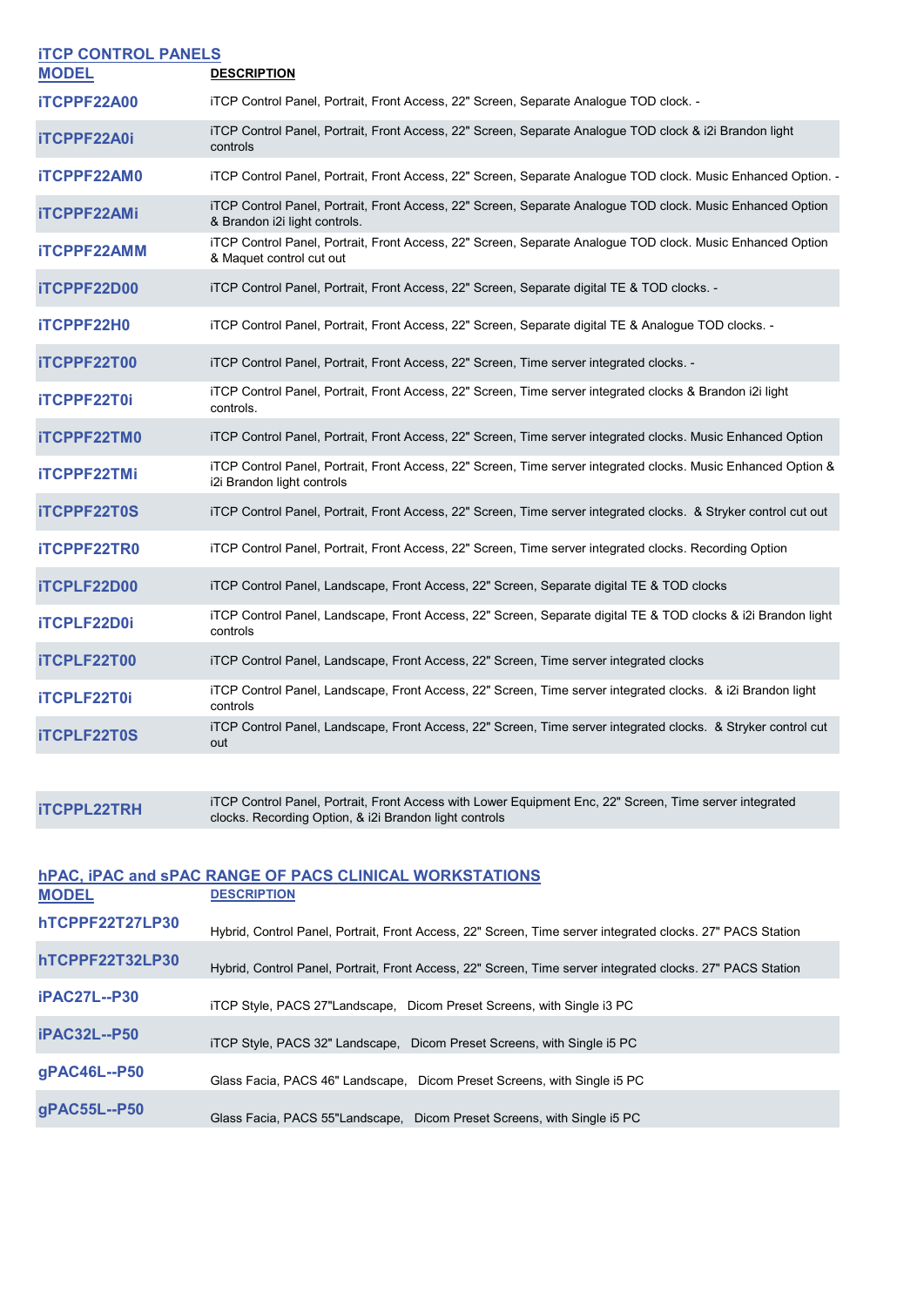## iTCP CONTROL PANELS

| MODEL | DESCRIPTION |
| --- | --- |
| iTCPPF22A00 | iTCP Control Panel, Portrait, Front Access, 22" Screen, Separate Analogue TOD clock. - |
| iTCPPF22A0i | iTCP Control Panel, Portrait, Front Access, 22" Screen, Separate Analogue TOD clock & i2i Brandon light controls |
| iTCPPF22AM0 | iTCP Control Panel, Portrait, Front Access, 22" Screen, Separate Analogue TOD clock. Music Enhanced Option. - |
| iTCPPF22AMi | iTCP Control Panel, Portrait, Front Access, 22" Screen, Separate Analogue TOD clock. Music Enhanced Option & Brandon i2i light controls. |
| iTCPPF22AMM | iTCP Control Panel, Portrait, Front Access, 22" Screen, Separate Analogue TOD clock. Music Enhanced Option & Maquet control cut out |
| iTCPPF22D00 | iTCP Control Panel, Portrait, Front Access, 22" Screen, Separate digital TE & TOD clocks. - |
| iTCPPF22H0 | iTCP Control Panel, Portrait, Front Access, 22" Screen, Separate digital TE & Analogue TOD clocks. - |
| iTCPPF22T00 | iTCP Control Panel, Portrait, Front Access, 22" Screen, Time server integrated clocks. - |
| iTCPPF22T0i | iTCP Control Panel, Portrait, Front Access, 22" Screen, Time server integrated clocks & Brandon i2i light controls. |
| iTCPPF22TM0 | iTCP Control Panel, Portrait, Front Access, 22" Screen, Time server integrated clocks. Music Enhanced Option |
| iTCPPF22TMi | iTCP Control Panel, Portrait, Front Access, 22" Screen, Time server integrated clocks. Music Enhanced Option & i2i Brandon light controls |
| iTCPPF22T0S | iTCP Control Panel, Portrait, Front Access, 22" Screen, Time server integrated clocks. & Stryker control cut out |
| iTCPPF22TR0 | iTCP Control Panel, Portrait, Front Access, 22" Screen, Time server integrated clocks. Recording Option |
| iTCPLF22D00 | iTCP Control Panel, Landscape, Front Access, 22" Screen, Separate digital TE & TOD clocks |
| iTCPLF22D0i | iTCP Control Panel, Landscape, Front Access, 22" Screen, Separate digital TE & TOD clocks & i2i Brandon light controls |
| iTCPLF22T00 | iTCP Control Panel, Landscape, Front Access, 22" Screen, Time server integrated clocks |
| iTCPLF22T0i | iTCP Control Panel, Landscape, Front Access, 22" Screen, Time server integrated clocks. & i2i Brandon light controls |
| iTCPLF22T0S | iTCP Control Panel, Landscape, Front Access, 22" Screen, Time server integrated clocks. & Stryker control cut out |
| iTCPPL22TRH | iTCP Control Panel, Portrait, Front Access with Lower Equipment Enc, 22" Screen, Time server integrated clocks. Recording Option, & i2i Brandon light controls |

## hPAC, iPAC and sPAC RANGE OF PACS CLINICAL WORKSTATIONS

| MODEL | DESCRIPTION |
| --- | --- |
| hTCPPF22T27LP30 | Hybrid, Control Panel, Portrait, Front Access, 22" Screen, Time server integrated clocks. 27" PACS Station |
| hTCPPF22T32LP30 | Hybrid, Control Panel, Portrait, Front Access, 22" Screen, Time server integrated clocks. 27" PACS Station |
| iPAC27L--P30 | iTCP Style, PACS 27"Landscape, Dicom Preset Screens, with Single i3 PC |
| iPAC32L--P50 | iTCP Style, PACS 32" Landscape, Dicom Preset Screens, with Single i5 PC |
| gPAC46L--P50 | Glass Facia, PACS 46" Landscape, Dicom Preset Screens, with Single i5 PC |
| gPAC55L--P50 | Glass Facia, PACS 55"Landscape, Dicom Preset Screens, with Single i5 PC |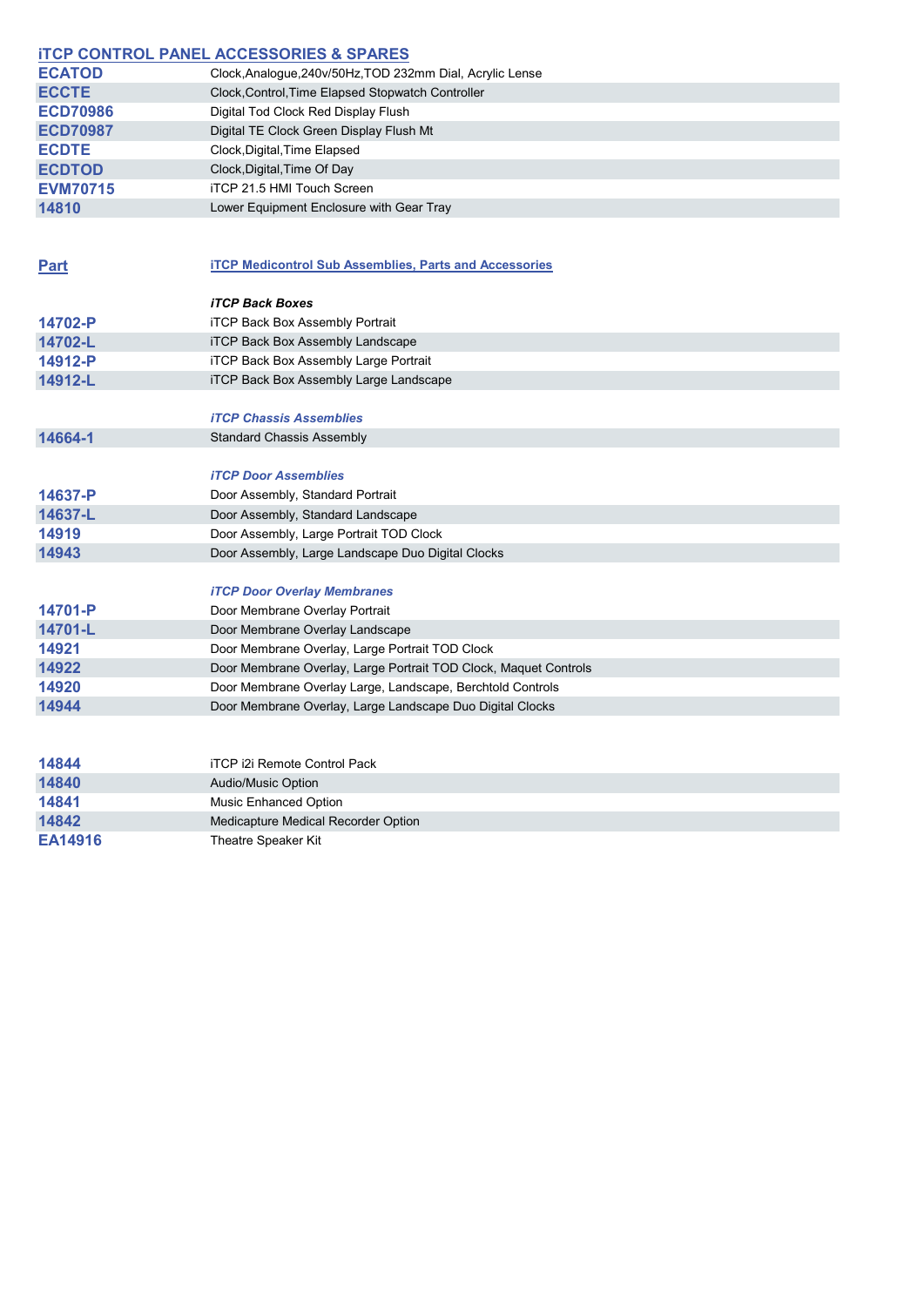## iTCP CONTROL PANEL ACCESSORIES & SPARES

| | |
|---|---|
| **ECATOD** | Clock,Analogue,240v/50Hz,TOD 232mm Dial, Acrylic Lense |
| **ECCTE** | Clock,Control,Time Elapsed Stopwatch Controller |
| **ECD70986** | Digital Tod Clock Red Display Flush |
| **ECD70987** | Digital TE Clock Green Display Flush Mt |
| **ECDTE** | Clock,Digital,Time Elapsed |
| **ECDTOD** | Clock,Digital,Time Of Day |
| **EVM70715** | iTCP 21.5 HMI Touch Screen |
| **14810** | Lower Equipment Enclosure with Gear Tray |

| Part | iTCP Medicontrol Sub Assemblies, Parts and Accessories |
|---|---|
| | ***iTCP Back Boxes*** |
| **14702-P** | iTCP Back Box Assembly Portrait |
| **14702-L** | iTCP Back Box Assembly Landscape |
| **14912-P** | iTCP Back Box Assembly Large Portrait |
| **14912-L** | iTCP Back Box Assembly Large Landscape |
| | ***iTCP Chassis Assemblies*** |
| **14664-1** | Standard Chassis Assembly |
| | ***iTCP Door Assemblies*** |
| **14637-P** | Door Assembly, Standard Portrait |
| **14637-L** | Door Assembly, Standard Landscape |
| **14919** | Door Assembly, Large Portrait TOD Clock |
| **14943** | Door Assembly, Large Landscape Duo Digital Clocks |
| | ***iTCP Door Overlay Membranes*** |
| **14701-P** | Door Membrane Overlay Portrait |
| **14701-L** | Door Membrane Overlay Landscape |
| **14921** | Door Membrane Overlay, Large Portrait TOD Clock |
| **14922** | Door Membrane Overlay, Large Portrait TOD Clock, Maquet Controls |
| **14920** | Door Membrane Overlay Large, Landscape, Berchtold Controls |
| **14944** | Door Membrane Overlay, Large Landscape Duo Digital Clocks |

| | |
|---|---|
| **14844** | iTCP i2i Remote Control Pack |
| **14840** | Audio/Music Option |
| **14841** | Music Enhanced Option |
| **14842** | Medicapture Medical Recorder Option |
| **EA14916** | Theatre Speaker Kit |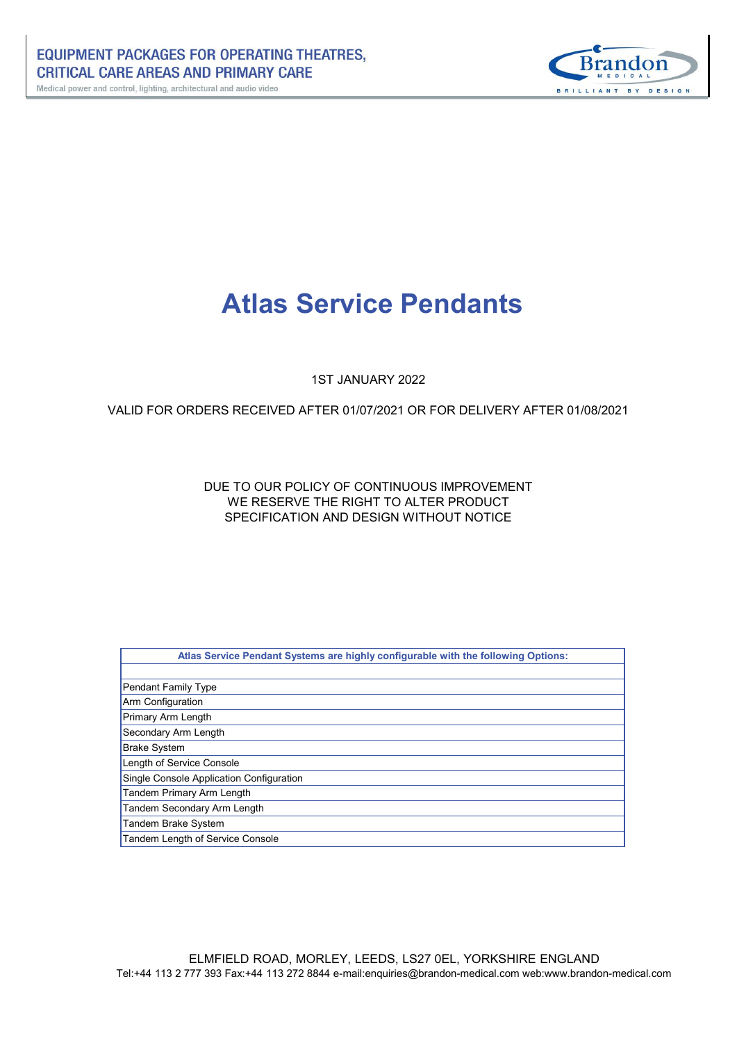# Atlas Service Pendants

1ST JANUARY 2022

VALID FOR ORDERS RECEIVED AFTER 01/07/2021 OR FOR DELIVERY AFTER 01/08/2021

DUE TO OUR POLICY OF CONTINUOUS IMPROVEMENT
WE RESERVE THE RIGHT TO ALTER PRODUCT
SPECIFICATION AND DESIGN WITHOUT NOTICE

| Atlas Service Pendant Systems are highly configurable with the following Options: |
|---|
| |
| Pendant Family Type |
| Arm Configuration |
| Primary Arm Length |
| Secondary Arm Length |
| Brake System |
| Length of Service Console |
| Single Console Application Configuration |
| Tandem Primary Arm Length |
| Tandem Secondary Arm Length |
| Tandem Brake System |
| Tandem Length of Service Console |

ELMFIELD ROAD, MORLEY, LEEDS, LS27 0EL, YORKSHIRE ENGLAND
Tel:+44 113 2 777 393 Fax:+44 113 272 8844 e-mail:enquiries@brandon-medical.com web:www.brandon-medical.com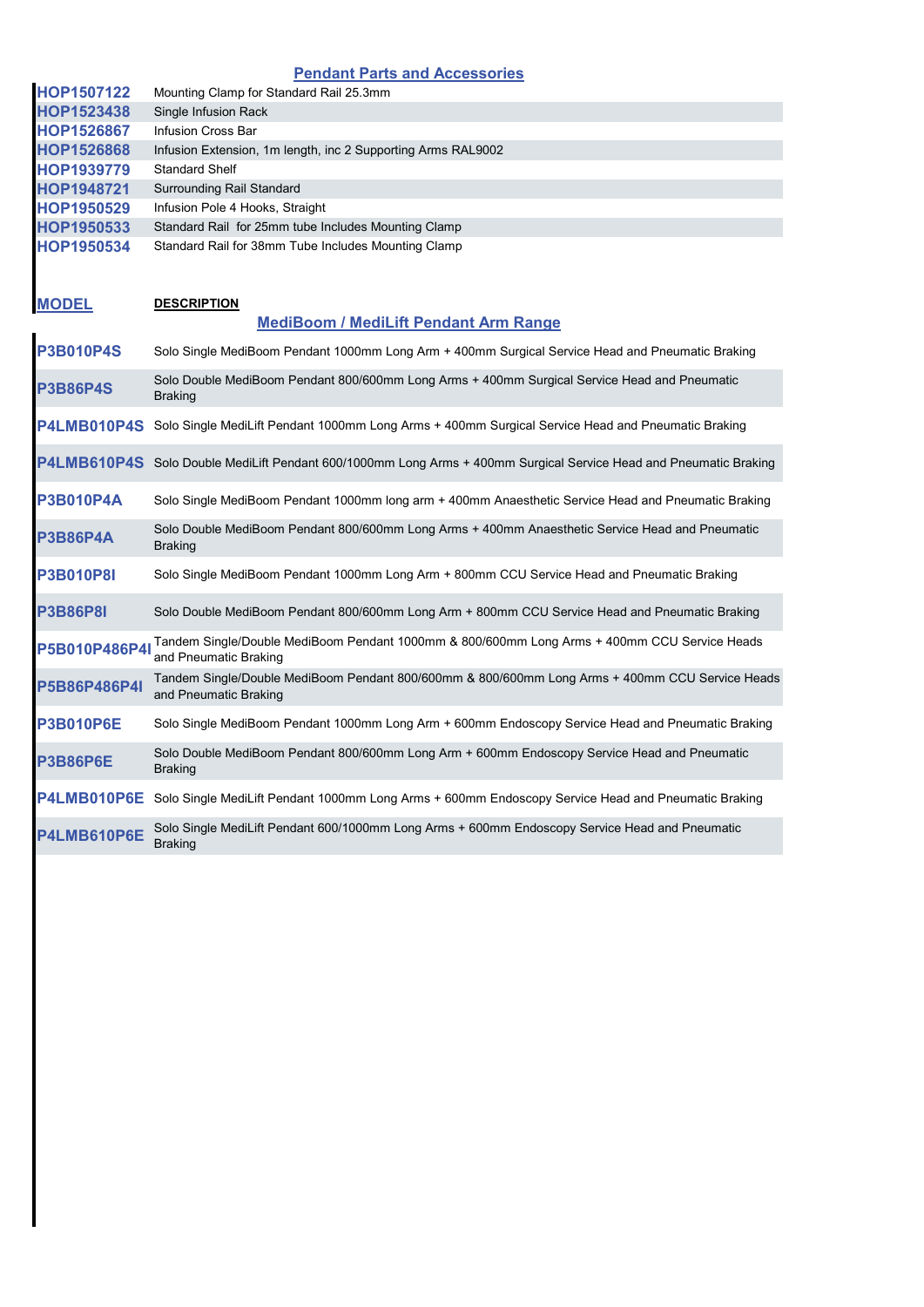## Pendant Parts and Accessories

| | |
|---|---|
| **HOP1507122** | Mounting Clamp for Standard Rail 25.3mm |
| **HOP1523438** | Single Infusion Rack |
| **HOP1526867** | Infusion Cross Bar |
| **HOP1526868** | Infusion Extension, 1m length, inc 2 Supporting Arms RAL9002 |
| **HOP1939779** | Standard Shelf |
| **HOP1948721** | Surrounding Rail Standard |
| **HOP1950529** | Infusion Pole 4 Hooks, Straight |
| **HOP1950533** | Standard Rail for 25mm tube Includes Mounting Clamp |
| **HOP1950534** | Standard Rail for 38mm Tube Includes Mounting Clamp |

## MediBoom / MediLift Pendant Arm Range

| MODEL | DESCRIPTION |
|---|---|
| **P3B010P4S** | Solo Single MediBoom Pendant 1000mm Long Arm + 400mm Surgical Service Head and Pneumatic Braking |
| **P3B86P4S** | Solo Double MediBoom Pendant 800/600mm Long Arms + 400mm Surgical Service Head and Pneumatic Braking |
| **P4LMB010P4S** | Solo Single MediLift Pendant 1000mm Long Arms + 400mm Surgical Service Head and Pneumatic Braking |
| **P4LMB610P4S** | Solo Double MediLift Pendant 600/1000mm Long Arms + 400mm Surgical Service Head and Pneumatic Braking |
| **P3B010P4A** | Solo Single MediBoom Pendant 1000mm long arm + 400mm Anaesthetic Service Head and Pneumatic Braking |
| **P3B86P4A** | Solo Double MediBoom Pendant 800/600mm Long Arms + 400mm Anaesthetic Service Head and Pneumatic Braking |
| **P3B010P8I** | Solo Single MediBoom Pendant 1000mm Long Arm + 800mm CCU Service Head and Pneumatic Braking |
| **P3B86P8I** | Solo Double MediBoom Pendant 800/600mm Long Arm + 800mm CCU Service Head and Pneumatic Braking |
| **P5B010P486P4I** | Tandem Single/Double MediBoom Pendant 1000mm & 800/600mm Long Arms + 400mm CCU Service Heads and Pneumatic Braking |
| **P5B86P486P4I** | Tandem Single/Double MediBoom Pendant 800/600mm & 800/600mm Long Arms + 400mm CCU Service Heads and Pneumatic Braking |
| **P3B010P6E** | Solo Single MediBoom Pendant 1000mm Long Arm + 600mm Endoscopy Service Head and Pneumatic Braking |
| **P3B86P6E** | Solo Double MediBoom Pendant 800/600mm Long Arm + 600mm Endoscopy Service Head and Pneumatic Braking |
| **P4LMB010P6E** | Solo Single MediLift Pendant 1000mm Long Arms + 600mm Endoscopy Service Head and Pneumatic Braking |
| **P4LMB610P6E** | Solo Single MediLift Pendant 600/1000mm Long Arms + 600mm Endoscopy Service Head and Pneumatic Braking |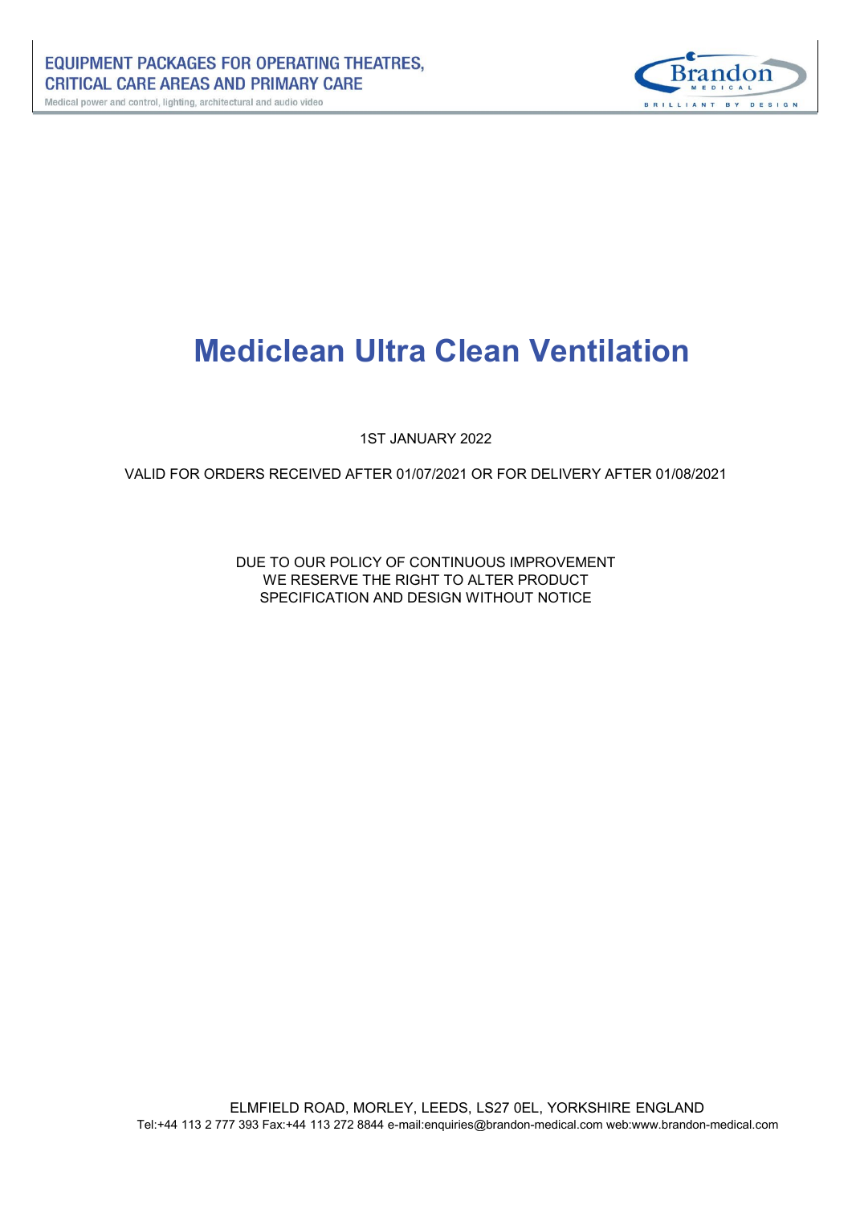# Mediclean Ultra Clean Ventilation

1ST JANUARY 2022

VALID FOR ORDERS RECEIVED AFTER 01/07/2021 OR FOR DELIVERY AFTER 01/08/2021

DUE TO OUR POLICY OF CONTINUOUS IMPROVEMENT
WE RESERVE THE RIGHT TO ALTER PRODUCT
SPECIFICATION AND DESIGN WITHOUT NOTICE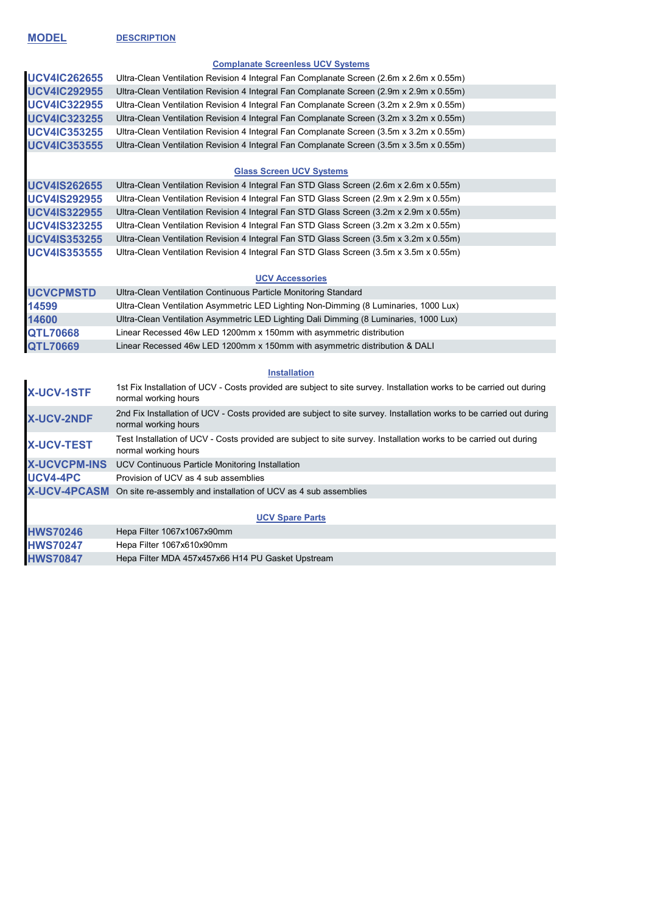| MODEL | DESCRIPTION |
|---|---|
| | **Complanate Screenless UCV Systems** |
| UCV4IC262655 | Ultra-Clean Ventilation Revision 4 Integral Fan Complanate Screen (2.6m x 2.6m x 0.55m) |
| UCV4IC292955 | Ultra-Clean Ventilation Revision 4 Integral Fan Complanate Screen (2.9m x 2.9m x 0.55m) |
| UCV4IC322955 | Ultra-Clean Ventilation Revision 4 Integral Fan Complanate Screen (3.2m x 2.9m x 0.55m) |
| UCV4IC323255 | Ultra-Clean Ventilation Revision 4 Integral Fan Complanate Screen (3.2m x 3.2m x 0.55m) |
| UCV4IC353255 | Ultra-Clean Ventilation Revision 4 Integral Fan Complanate Screen (3.5m x 3.2m x 0.55m) |
| UCV4IC353555 | Ultra-Clean Ventilation Revision 4 Integral Fan Complanate Screen (3.5m x 3.5m x 0.55m) |
| | **Glass Screen UCV Systems** |
| UCV4IS262655 | Ultra-Clean Ventilation Revision 4 Integral Fan STD Glass Screen (2.6m x 2.6m x 0.55m) |
| UCV4IS292955 | Ultra-Clean Ventilation Revision 4 Integral Fan STD Glass Screen (2.9m x 2.9m x 0.55m) |
| UCV4IS322955 | Ultra-Clean Ventilation Revision 4 Integral Fan STD Glass Screen (3.2m x 2.9m x 0.55m) |
| UCV4IS323255 | Ultra-Clean Ventilation Revision 4 Integral Fan STD Glass Screen (3.2m x 3.2m x 0.55m) |
| UCV4IS353255 | Ultra-Clean Ventilation Revision 4 Integral Fan STD Glass Screen (3.5m x 3.2m x 0.55m) |
| UCV4IS353555 | Ultra-Clean Ventilation Revision 4 Integral Fan STD Glass Screen (3.5m x 3.5m x 0.55m) |
| | **UCV Accessories** |
| UCVCPMSTD | Ultra-Clean Ventilation Continuous Particle Monitoring Standard |
| 14599 | Ultra-Clean Ventilation Asymmetric LED Lighting Non-Dimming (8 Luminaries, 1000 Lux) |
| 14600 | Ultra-Clean Ventilation Asymmetric LED Lighting Dali Dimming (8 Luminaries, 1000 Lux) |
| QTL70668 | Linear Recessed 46w LED 1200mm x 150mm with asymmetric distribution |
| QTL70669 | Linear Recessed 46w LED 1200mm x 150mm with asymmetric distribution & DALI |
| | **Installation** |
| X-UCV-1STF | 1st Fix Installation of UCV - Costs provided are subject to site survey. Installation works to be carried out during normal working hours |
| X-UCV-2NDF | 2nd Fix Installation of UCV - Costs provided are subject to site survey. Installation works to be carried out during normal working hours |
| X-UCV-TEST | Test Installation of UCV - Costs provided are subject to site survey. Installation works to be carried out during normal working hours |
| X-UCVCPM-INS | UCV Continuous Particle Monitoring Installation |
| UCV4-4PC | Provision of UCV as 4 sub assemblies |
| X-UCV-4PCASM | On site re-assembly and installation of UCV as 4 sub assemblies |
| | **UCV Spare Parts** |
| HWS70246 | Hepa Filter 1067x1067x90mm |
| HWS70247 | Hepa Filter 1067x610x90mm |
| HWS70847 | Hepa Filter MDA 457x457x66 H14 PU Gasket Upstream |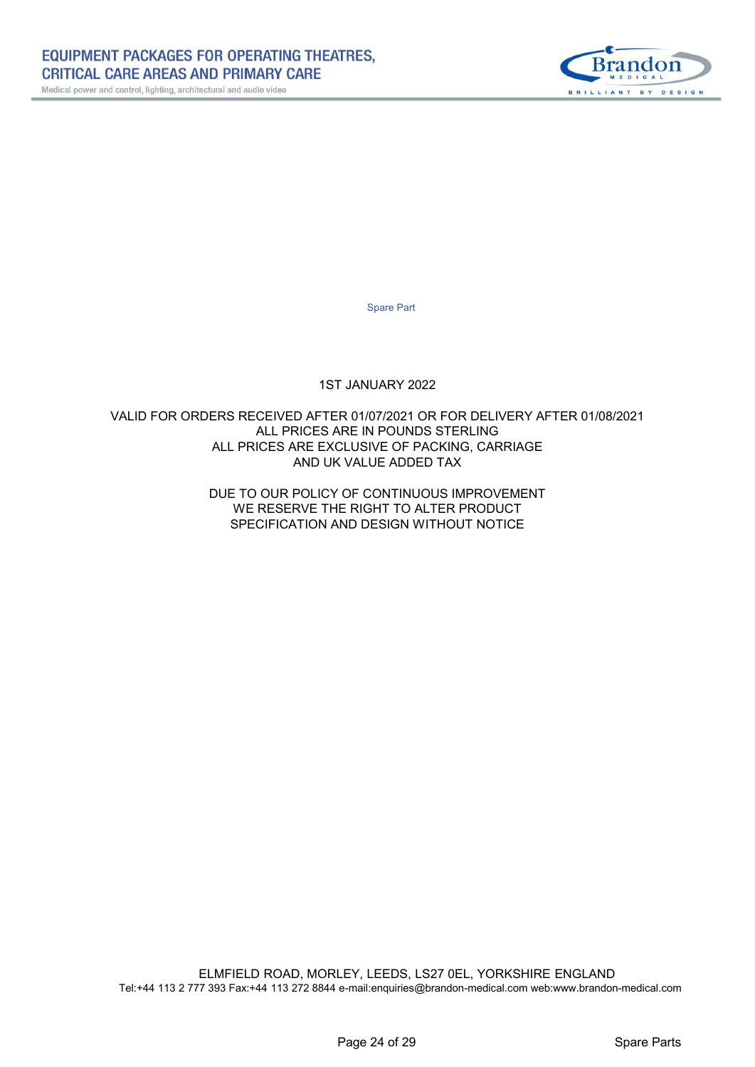Spare Part

1ST JANUARY 2022

VALID FOR ORDERS RECEIVED AFTER 01/07/2021 OR FOR DELIVERY AFTER 01/08/2021
ALL PRICES ARE IN POUNDS STERLING
ALL PRICES ARE EXCLUSIVE OF PACKING, CARRIAGE
AND UK VALUE ADDED TAX

DUE TO OUR POLICY OF CONTINUOUS IMPROVEMENT
WE RESERVE THE RIGHT TO ALTER PRODUCT
SPECIFICATION AND DESIGN WITHOUT NOTICE

ELMFIELD ROAD, MORLEY, LEEDS, LS27 0EL, YORKSHIRE ENGLAND
Tel:+44 113 2 777 393 Fax:+44 113 272 8844 e-mail:enquiries@brandon-medical.com web:www.brandon-medical.com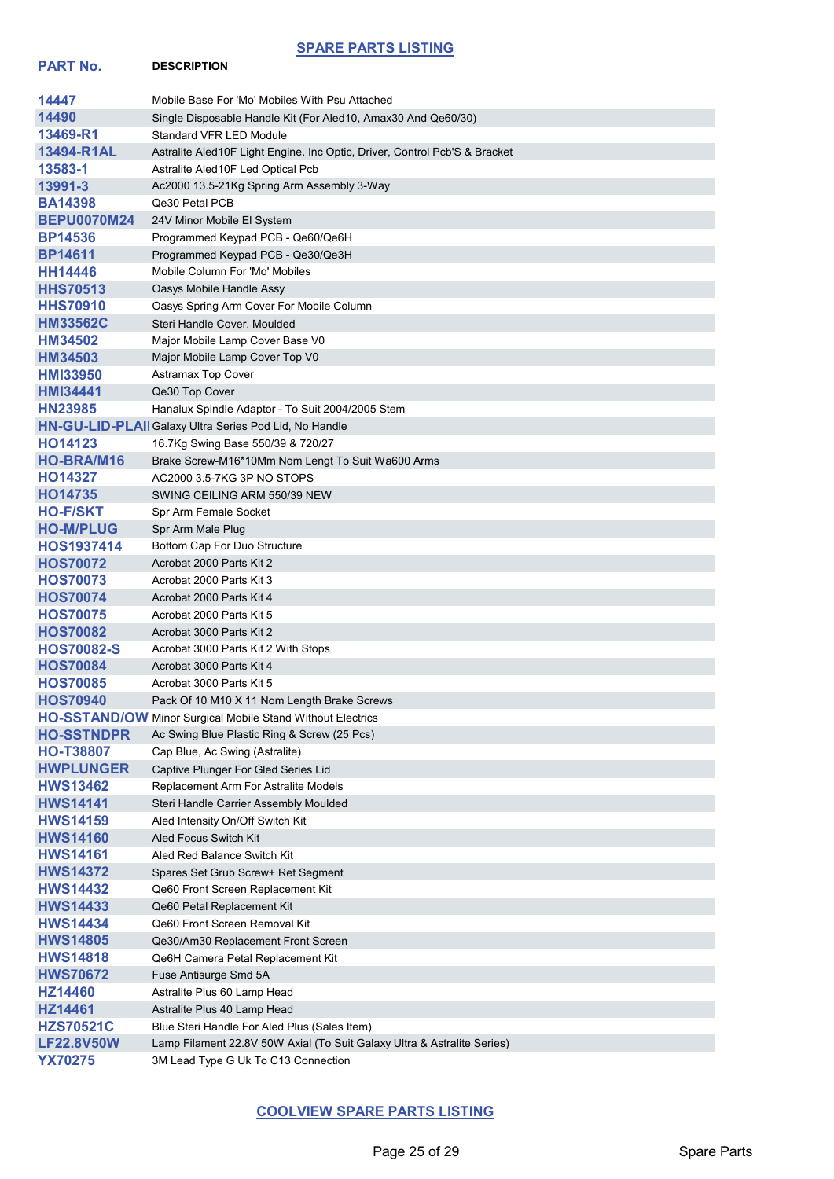## SPARE PARTS LISTING

| PART No. | DESCRIPTION |
| --- | --- |
| 14447 | Mobile Base For 'Mo' Mobiles With Psu Attached |
| 14490 | Single Disposable Handle Kit (For Aled10, Amax30 And Qe60/30) |
| 13469-R1 | Standard VFR LED Module |
| 13494-R1AL | Astralite Aled10F Light Engine. Inc Optic, Driver, Control Pcb'S & Bracket |
| 13583-1 | Astralite Aled10F Led Optical Pcb |
| 13991-3 | Ac2000 13.5-21Kg Spring Arm Assembly 3-Way |
| BA14398 | Qe30 Petal PCB |
| BEPU0070M24 | 24V Minor Mobile El System |
| BP14536 | Programmed Keypad PCB - Qe60/Qe6H |
| BP14611 | Programmed Keypad PCB - Qe30/Qe3H |
| HH14446 | Mobile Column For 'Mo' Mobiles |
| HHS70513 | Oasys Mobile Handle Assy |
| HHS70910 | Oasys Spring Arm Cover For Mobile Column |
| HM33562C | Steri Handle Cover, Moulded |
| HM34502 | Major Mobile Lamp Cover Base V0 |
| HM34503 | Major Mobile Lamp Cover Top V0 |
| HMI33950 | Astramax Top Cover |
| HMI34441 | Qe30 Top Cover |
| HN23985 | Hanalux Spindle Adaptor - To Suit 2004/2005 Stem |
| HN-GU-LID-PLAI | Galaxy Ultra Series Pod Lid, No Handle |
| HO14123 | 16.7Kg Swing Base 550/39 & 720/27 |
| HO-BRA/M16 | Brake Screw-M16*10Mm Nom Lengt To Suit Wa600 Arms |
| HO14327 | AC2000 3.5-7KG 3P NO STOPS |
| HO14735 | SWING CEILING ARM 550/39 NEW |
| HO-F/SKT | Spr Arm Female Socket |
| HO-M/PLUG | Spr Arm Male Plug |
| HOS1937414 | Bottom Cap For Duo Structure |
| HOS70072 | Acrobat 2000 Parts Kit 2 |
| HOS70073 | Acrobat 2000 Parts Kit 3 |
| HOS70074 | Acrobat 2000 Parts Kit 4 |
| HOS70075 | Acrobat 2000 Parts Kit 5 |
| HOS70082 | Acrobat 3000 Parts Kit 2 |
| HOS70082-S | Acrobat 3000 Parts Kit 2 With Stops |
| HOS70084 | Acrobat 3000 Parts Kit 4 |
| HOS70085 | Acrobat 3000 Parts Kit 5 |
| HOS70940 | Pack Of 10 M10 X 11 Nom Length Brake Screws |
| HO-SSTAND/OW | Minor Surgical Mobile Stand Without Electrics |
| HO-SSTNDPR | Ac Swing Blue Plastic Ring & Screw (25 Pcs) |
| HO-T38807 | Cap Blue, Ac Swing (Astralite) |
| HWPLUNGER | Captive Plunger For Gled Series Lid |
| HWS13462 | Replacement Arm For Astralite Models |
| HWS14141 | Steri Handle Carrier Assembly Moulded |
| HWS14159 | Aled Intensity On/Off Switch Kit |
| HWS14160 | Aled Focus Switch Kit |
| HWS14161 | Aled Red Balance Switch Kit |
| HWS14372 | Spares Set Grub Screw+ Ret Segment |
| HWS14432 | Qe60 Front Screen Replacement Kit |
| HWS14433 | Qe60 Petal Replacement Kit |
| HWS14434 | Qe60 Front Screen Removal Kit |
| HWS14805 | Qe30/Am30 Replacement Front Screen |
| HWS14818 | Qe6H Camera Petal Replacement Kit |
| HWS70672 | Fuse Antisurge Smd 5A |
| HZ14460 | Astralite Plus 60 Lamp Head |
| HZ14461 | Astralite Plus 40 Lamp Head |
| HZS70521C | Blue Steri Handle For Aled Plus (Sales Item) |
| LF22.8V50W | Lamp Filament 22.8V 50W Axial (To Suit Galaxy Ultra & Astralite Series) |
| YX70275 | 3M Lead Type G Uk To C13 Connection |

## COOLVIEW SPARE PARTS LISTING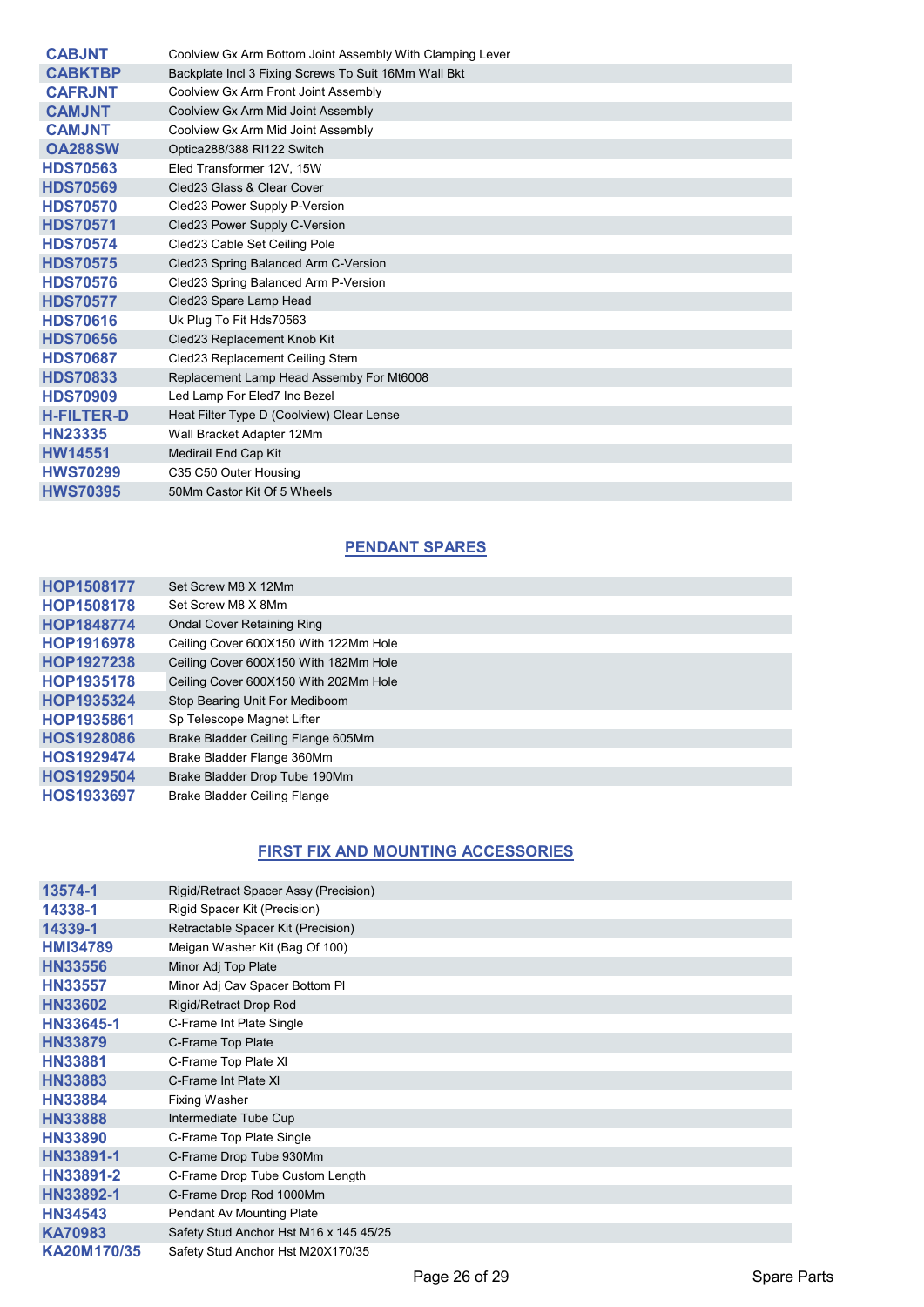| | |
|---|---|
| **CABJNT** | Coolview Gx Arm Bottom Joint Assembly With Clamping Lever |
| **CABKTBP** | Backplate Incl 3 Fixing Screws To Suit 16Mm Wall Bkt |
| **CAFRJNT** | Coolview Gx Arm Front Joint Assembly |
| **CAMJNT** | Coolview Gx Arm Mid Joint Assembly |
| **CAMJNT** | Coolview Gx Arm Mid Joint Assembly |
| **OA288SW** | Optica288/388 Rl122 Switch |
| **HDS70563** | Eled Transformer 12V, 15W |
| **HDS70569** | Cled23 Glass & Clear Cover |
| **HDS70570** | Cled23 Power Supply P-Version |
| **HDS70571** | Cled23 Power Supply C-Version |
| **HDS70574** | Cled23 Cable Set Ceiling Pole |
| **HDS70575** | Cled23 Spring Balanced Arm C-Version |
| **HDS70576** | Cled23 Spring Balanced Arm P-Version |
| **HDS70577** | Cled23 Spare Lamp Head |
| **HDS70616** | Uk Plug To Fit Hds70563 |
| **HDS70656** | Cled23 Replacement Knob Kit |
| **HDS70687** | Cled23 Replacement Ceiling Stem |
| **HDS70833** | Replacement Lamp Head Assemby For Mt6008 |
| **HDS70909** | Led Lamp For Eled7 Inc Bezel |
| **H-FILTER-D** | Heat Filter Type D (Coolview) Clear Lense |
| **HN23335** | Wall Bracket Adapter 12Mm |
| **HW14551** | Medirail End Cap Kit |
| **HWS70299** | C35 C50 Outer Housing |
| **HWS70395** | 50Mm Castor Kit Of 5 Wheels |

## PENDANT SPARES

| | |
|---|---|
| **HOP1508177** | Set Screw M8 X 12Mm |
| **HOP1508178** | Set Screw M8 X 8Mm |
| **HOP1848774** | Ondal Cover Retaining Ring |
| **HOP1916978** | Ceiling Cover 600X150 With 122Mm Hole |
| **HOP1927238** | Ceiling Cover 600X150 With 182Mm Hole |
| **HOP1935178** | Ceiling Cover 600X150 With 202Mm Hole |
| **HOP1935324** | Stop Bearing Unit For Mediboom |
| **HOP1935861** | Sp Telescope Magnet Lifter |
| **HOS1928086** | Brake Bladder Ceiling Flange 605Mm |
| **HOS1929474** | Brake Bladder Flange 360Mm |
| **HOS1929504** | Brake Bladder Drop Tube 190Mm |
| **HOS1933697** | Brake Bladder Ceiling Flange |

## FIRST FIX AND MOUNTING ACCESSORIES

| | |
|---|---|
| **13574-1** | Rigid/Retract Spacer Assy (Precision) |
| **14338-1** | Rigid Spacer Kit (Precision) |
| **14339-1** | Retractable Spacer Kit (Precision) |
| **HMI34789** | Meigan Washer Kit (Bag Of 100) |
| **HN33556** | Minor Adj Top Plate |
| **HN33557** | Minor Adj Cav Spacer Bottom Pl |
| **HN33602** | Rigid/Retract Drop Rod |
| **HN33645-1** | C-Frame Int Plate Single |
| **HN33879** | C-Frame Top Plate |
| **HN33881** | C-Frame Top Plate Xl |
| **HN33883** | C-Frame Int Plate Xl |
| **HN33884** | Fixing Washer |
| **HN33888** | Intermediate Tube Cup |
| **HN33890** | C-Frame Top Plate Single |
| **HN33891-1** | C-Frame Drop Tube 930Mm |
| **HN33891-2** | C-Frame Drop Tube Custom Length |
| **HN33892-1** | C-Frame Drop Rod 1000Mm |
| **HN34543** | Pendant Av Mounting Plate |
| **KA70983** | Safety Stud Anchor Hst M16 x 145 45/25 |
| **KA20M170/35** | Safety Stud Anchor Hst M20X170/35 |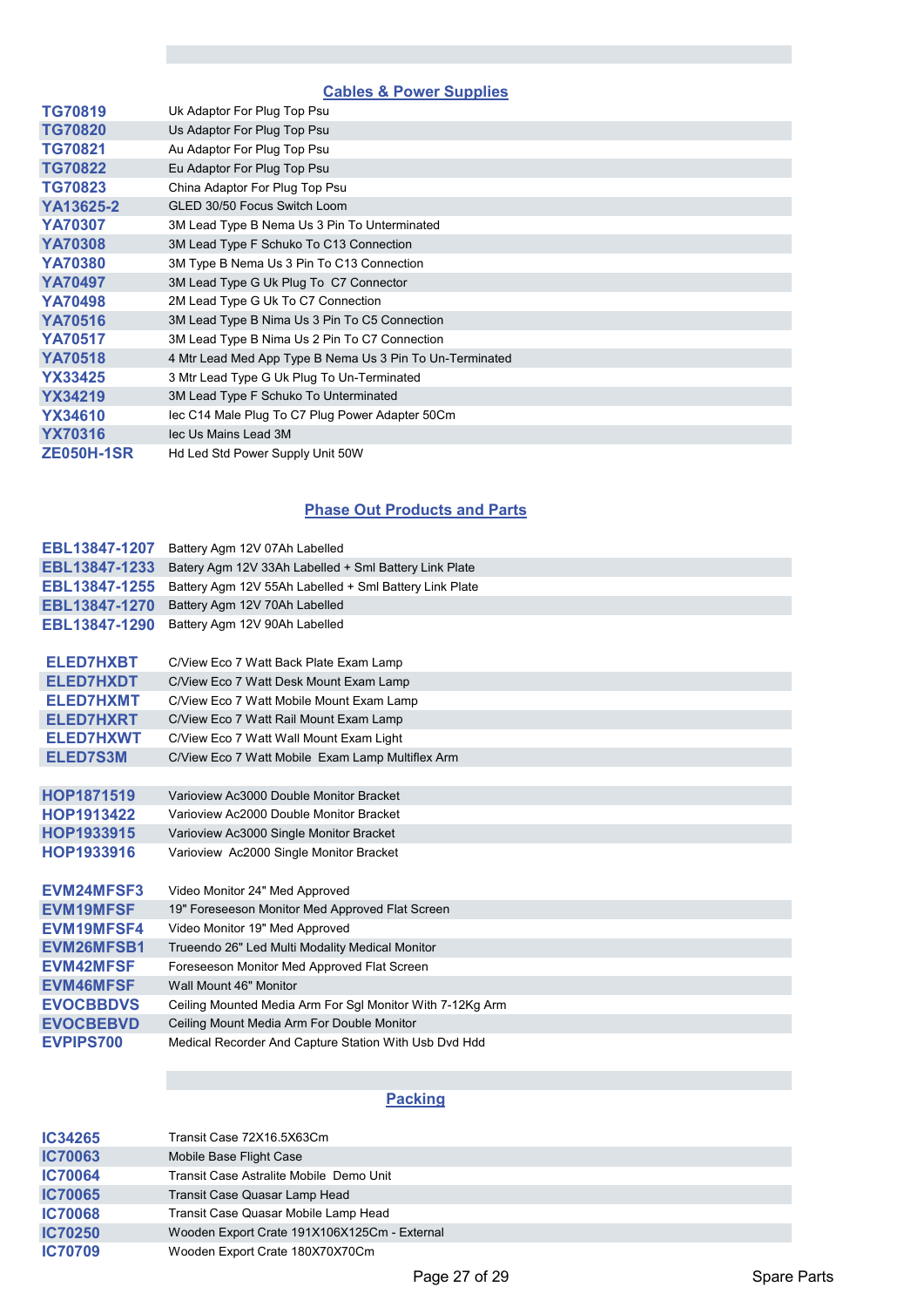## Cables & Power Supplies

| | |
|---|---|
| **TG70819** | Uk Adaptor For Plug Top Psu |
| **TG70820** | Us Adaptor For Plug Top Psu |
| **TG70821** | Au Adaptor For Plug Top Psu |
| **TG70822** | Eu Adaptor For Plug Top Psu |
| **TG70823** | China Adaptor For Plug Top Psu |
| **YA13625-2** | GLED 30/50 Focus Switch Loom |
| **YA70307** | 3M Lead Type B Nema Us 3 Pin To Unterminated |
| **YA70308** | 3M Lead Type F Schuko To C13 Connection |
| **YA70380** | 3M Type B Nema Us 3 Pin To C13 Connection |
| **YA70497** | 3M Lead Type G Uk Plug To C7 Connector |
| **YA70498** | 2M Lead Type G Uk To C7 Connection |
| **YA70516** | 3M Lead Type B Nima Us 3 Pin To C5 Connection |
| **YA70517** | 3M Lead Type B Nima Us 2 Pin To C7 Connection |
| **YA70518** | 4 Mtr Lead Med App Type B Nema Us 3 Pin To Un-Terminated |
| **YX33425** | 3 Mtr Lead Type G Uk Plug To Un-Terminated |
| **YX34219** | 3M Lead Type F Schuko To Unterminated |
| **YX34610** | Iec C14 Male Plug To C7 Plug Power Adapter 50Cm |
| **YX70316** | Iec Us Mains Lead 3M |
| **ZE050H-1SR** | Hd Led Std Power Supply Unit 50W |

## Phase Out Products and Parts

| | |
|---|---|
| **EBL13847-1207** | Battery Agm 12V 07Ah Labelled |
| **EBL13847-1233** | Batery Agm 12V 33Ah Labelled + Sml Battery Link Plate |
| **EBL13847-1255** | Batery Agm 12V 55Ah Labelled + Sml Battery Link Plate |
| **EBL13847-1270** | Battery Agm 12V 70Ah Labelled |
| **EBL13847-1290** | Battery Agm 12V 90Ah Labelled |
| | |
| **ELED7HXBT** | C/View Eco 7 Watt Back Plate Exam Lamp |
| **ELED7HXDT** | C/View Eco 7 Watt Desk Mount Exam Lamp |
| **ELED7HXMT** | C/View Eco 7 Watt Mobile Mount Exam Lamp |
| **ELED7HXRT** | C/View Eco 7 Watt Rail Mount Exam Lamp |
| **ELED7HXWT** | C/View Eco 7 Watt Wall Mount Exam Light |
| **ELED7S3M** | C/View Eco 7 Watt Mobile Exam Lamp Multiflex Arm |
| | |
| **HOP1871519** | Varioview Ac3000 Double Monitor Bracket |
| **HOP1913422** | Varioview Ac2000 Double Monitor Bracket |
| **HOP1933915** | Varioview Ac3000 Single Monitor Bracket |
| **HOP1933916** | Varioview Ac2000 Single Monitor Bracket |
| | |
| **EVM24MFSF3** | Video Monitor 24" Med Approved |
| **EVM19MFSF** | 19" Foreseeson Monitor Med Approved Flat Screen |
| **EVM19MFSF4** | Video Monitor 19" Med Approved |
| **EVM26MFSB1** | Trueendo 26" Led Multi Modality Medical Monitor |
| **EVM42MFSF** | Foreseeson Monitor Med Approved Flat Screen |
| **EVM46MFSF** | Wall Mount 46" Monitor |
| **EVOCBBDVS** | Ceiling Mounted Media Arm For Sgl Monitor With 7-12Kg Arm |
| **EVOCBEBVD** | Ceiling Mount Media Arm For Double Monitor |
| **EVPIPS700** | Medical Recorder And Capture Station With Usb Dvd Hdd |

## Packing

| | |
|---|---|
| **IC34265** | Transit Case 72X16.5X63Cm |
| **IC70063** | Mobile Base Flight Case |
| **IC70064** | Transit Case Astralite Mobile Demo Unit |
| **IC70065** | Transit Case Quasar Lamp Head |
| **IC70068** | Transit Case Quasar Mobile Lamp Head |
| **IC70250** | Wooden Export Crate 191X106X125Cm - External |
| **IC70709** | Wooden Export Crate 180X70X70Cm |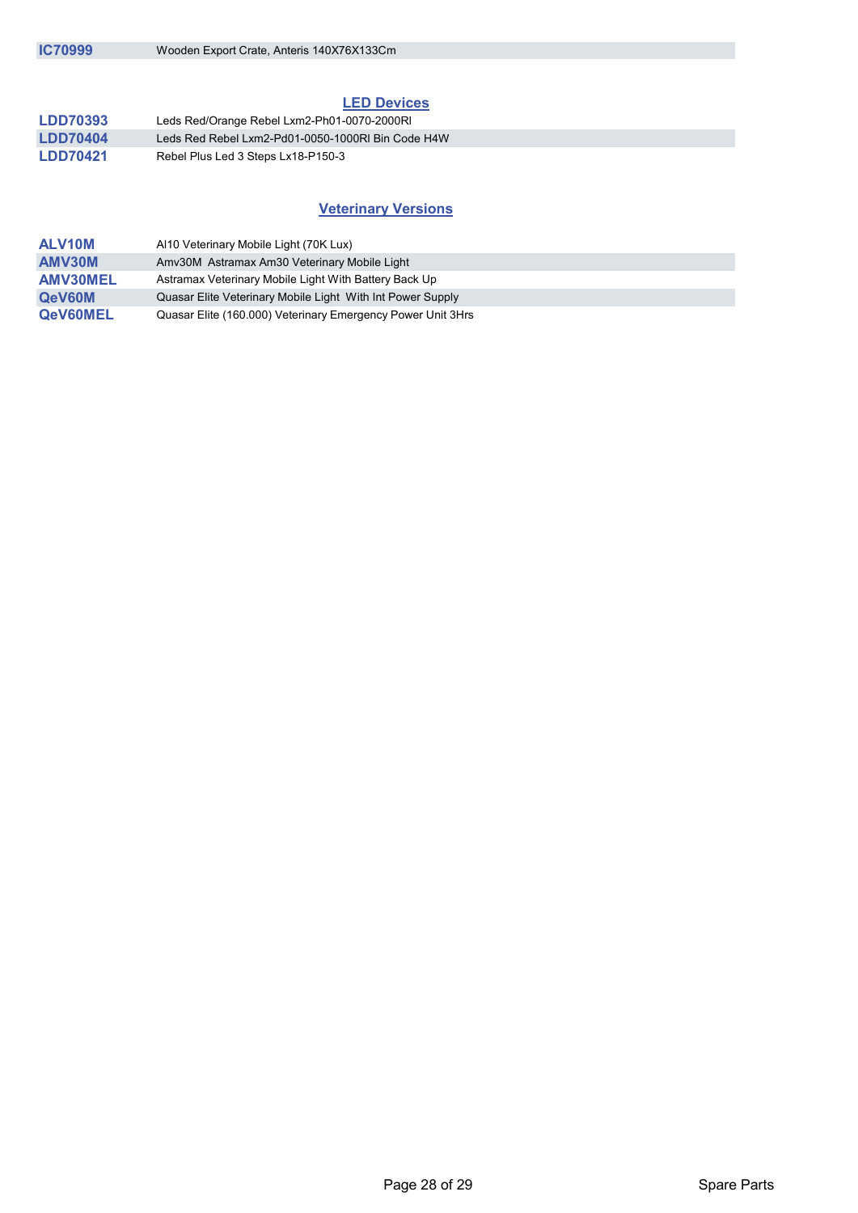| | |
|---|---|
| IC70999 | Wooden Export Crate, Anteris 140X76X133Cm |

## LED Devices

| | |
|---|---|
| LDD70393 | Leds Red/Orange Rebel Lxm2-Ph01-0070-2000Rl |
| LDD70404 | Leds Red Rebel Lxm2-Pd01-0050-1000Rl Bin Code H4W |
| LDD70421 | Rebel Plus Led 3 Steps Lx18-P150-3 |

## Veterinary Versions

| | |
|---|---|
| ALV10M | Al10 Veterinary Mobile Light (70K Lux) |
| AMV30M | Amv30M Astramax Am30 Veterinary Mobile Light |
| AMV30MEL | Astramax Veterinary Mobile Light With Battery Back Up |
| QeV60M | Quasar Elite Veterinary Mobile Light With Int Power Supply |
| QeV60MEL | Quasar Elite (160.000) Veterinary Emergency Power Unit 3Hrs |